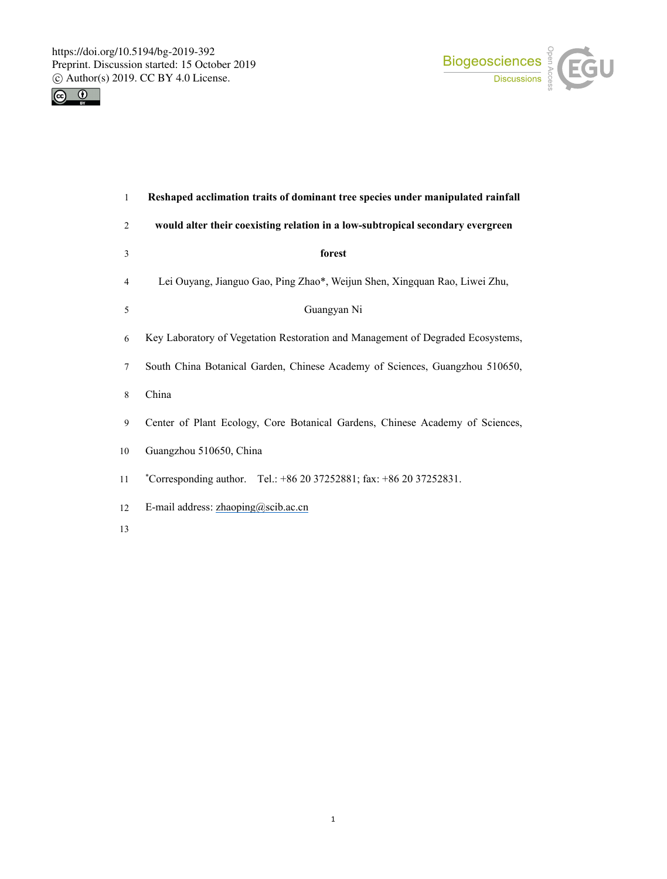# Reshaped acclimation traits of dominant tree species under manipulated rainfall would alter their coexisting relation in a low-subtropical secondary evergreen forest

Lei Ouyang, Jianguo Gao, Ping Zhao*, Weijun Shen, Xingquan Rao, Liwei Zhu, Guangyan Ni

Key Laboratory of Vegetation Restoration and Management of Degraded Ecosystems, South China Botanical Garden, Chinese Academy of Sciences, Guangzhou 510650, China

Center of Plant Ecology, Core Botanical Gardens, Chinese Academy of Sciences, Guangzhou 510650, China

*Corresponding author. Tel.: +86 20 37252881; fax: +86 20 37252831.

E-mail address: zhaoping@scib.ac.cn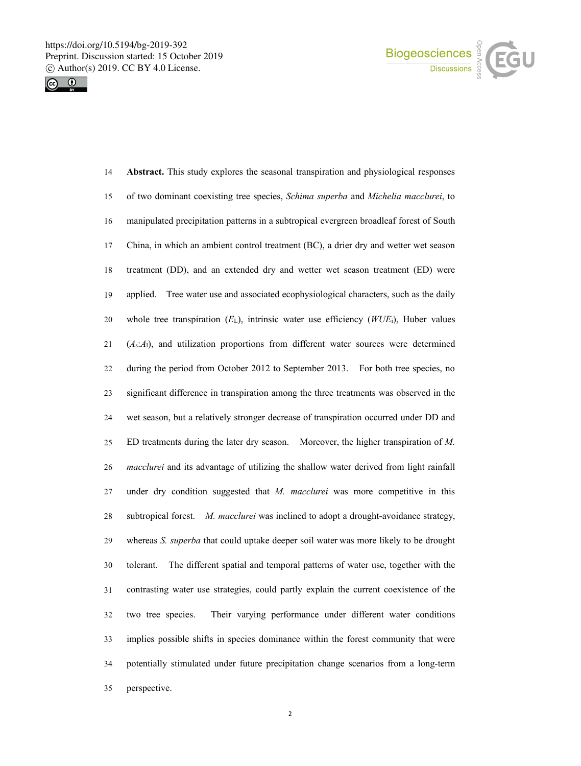**Abstract.** This study explores the seasonal transpiration and physiological responses of two dominant coexisting tree species, *Schima superba* and *Michelia macclurei*, to manipulated precipitation patterns in a subtropical evergreen broadleaf forest of South China, in which an ambient control treatment (BC), a drier dry and wetter wet season treatment (DD), and an extended dry and wetter wet season treatment (ED) were applied. Tree water use and associated ecophysiological characters, such as the daily whole tree transpiration ($E_L$), intrinsic water use efficiency ($WUE_i$), Huber values ($A_s$:$A_l$), and utilization proportions from different water sources were determined during the period from October 2012 to September 2013. For both tree species, no significant difference in transpiration among the three treatments was observed in the wet season, but a relatively stronger decrease of transpiration occurred under DD and ED treatments during the later dry season. Moreover, the higher transpiration of *M. macclurei* and its advantage of utilizing the shallow water derived from light rainfall under dry condition suggested that *M. macclurei* was more competitive in this subtropical forest. *M. macclurei* was inclined to adopt a drought-avoidance strategy, whereas *S. superba* that could uptake deeper soil water was more likely to be drought tolerant. The different spatial and temporal patterns of water use, together with the contrasting water use strategies, could partly explain the current coexistence of the two tree species. Their varying performance under different water conditions implies possible shifts in species dominance within the forest community that were potentially stimulated under future precipitation change scenarios from a long-term perspective.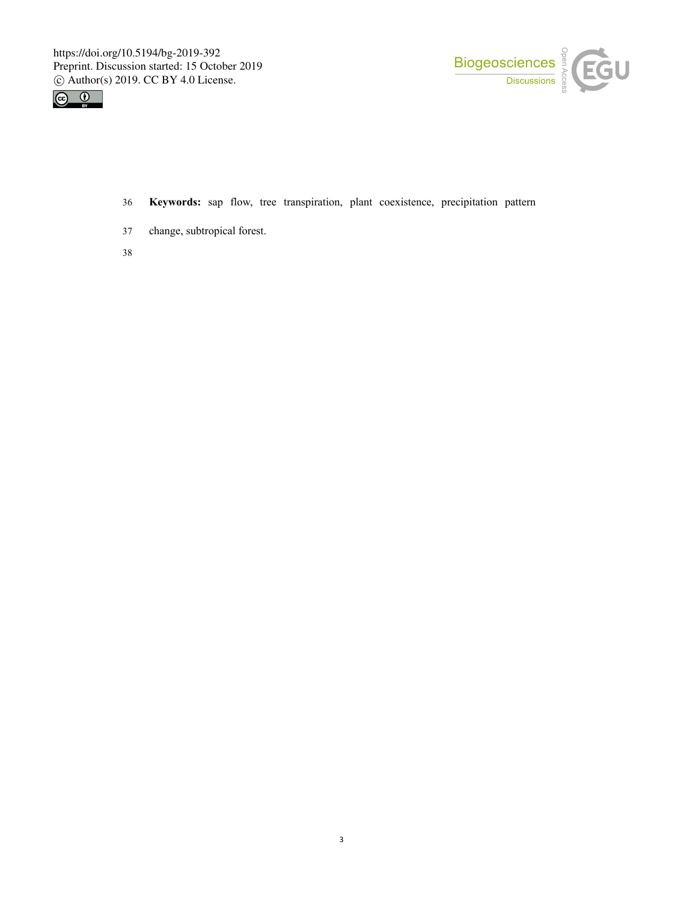**Keywords:** sap flow, tree transpiration, plant coexistence, precipitation pattern change, subtropical forest.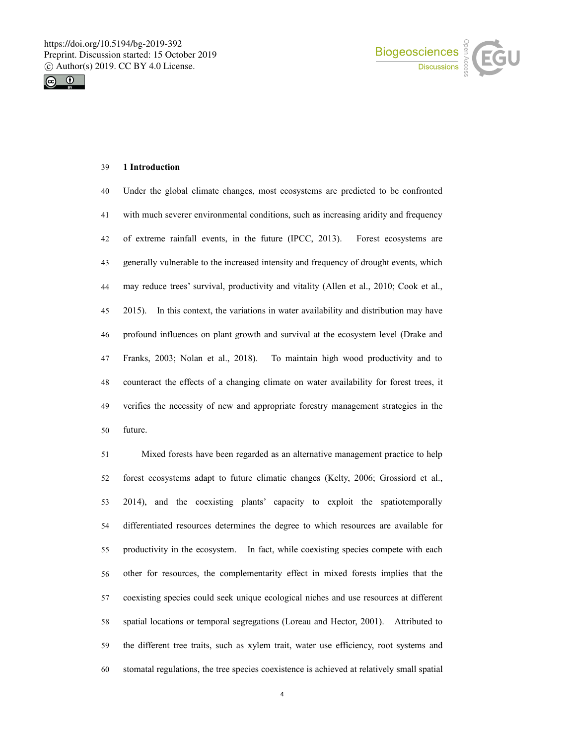## 1 Introduction

Under the global climate changes, most ecosystems are predicted to be confronted with much severer environmental conditions, such as increasing aridity and frequency of extreme rainfall events, in the future (IPCC, 2013). Forest ecosystems are generally vulnerable to the increased intensity and frequency of drought events, which may reduce trees' survival, productivity and vitality (Allen et al., 2010; Cook et al., 2015). In this context, the variations in water availability and distribution may have profound influences on plant growth and survival at the ecosystem level (Drake and Franks, 2003; Nolan et al., 2018). To maintain high wood productivity and to counteract the effects of a changing climate on water availability for forest trees, it verifies the necessity of new and appropriate forestry management strategies in the future.

Mixed forests have been regarded as an alternative management practice to help forest ecosystems adapt to future climatic changes (Kelty, 2006; Grossiord et al., 2014), and the coexisting plants' capacity to exploit the spatiotemporally differentiated resources determines the degree to which resources are available for productivity in the ecosystem. In fact, while coexisting species compete with each other for resources, the complementarity effect in mixed forests implies that the coexisting species could seek unique ecological niches and use resources at different spatial locations or temporal segregations (Loreau and Hector, 2001). Attributed to the different tree traits, such as xylem trait, water use efficiency, root systems and stomatal regulations, the tree species coexistence is achieved at relatively small spatial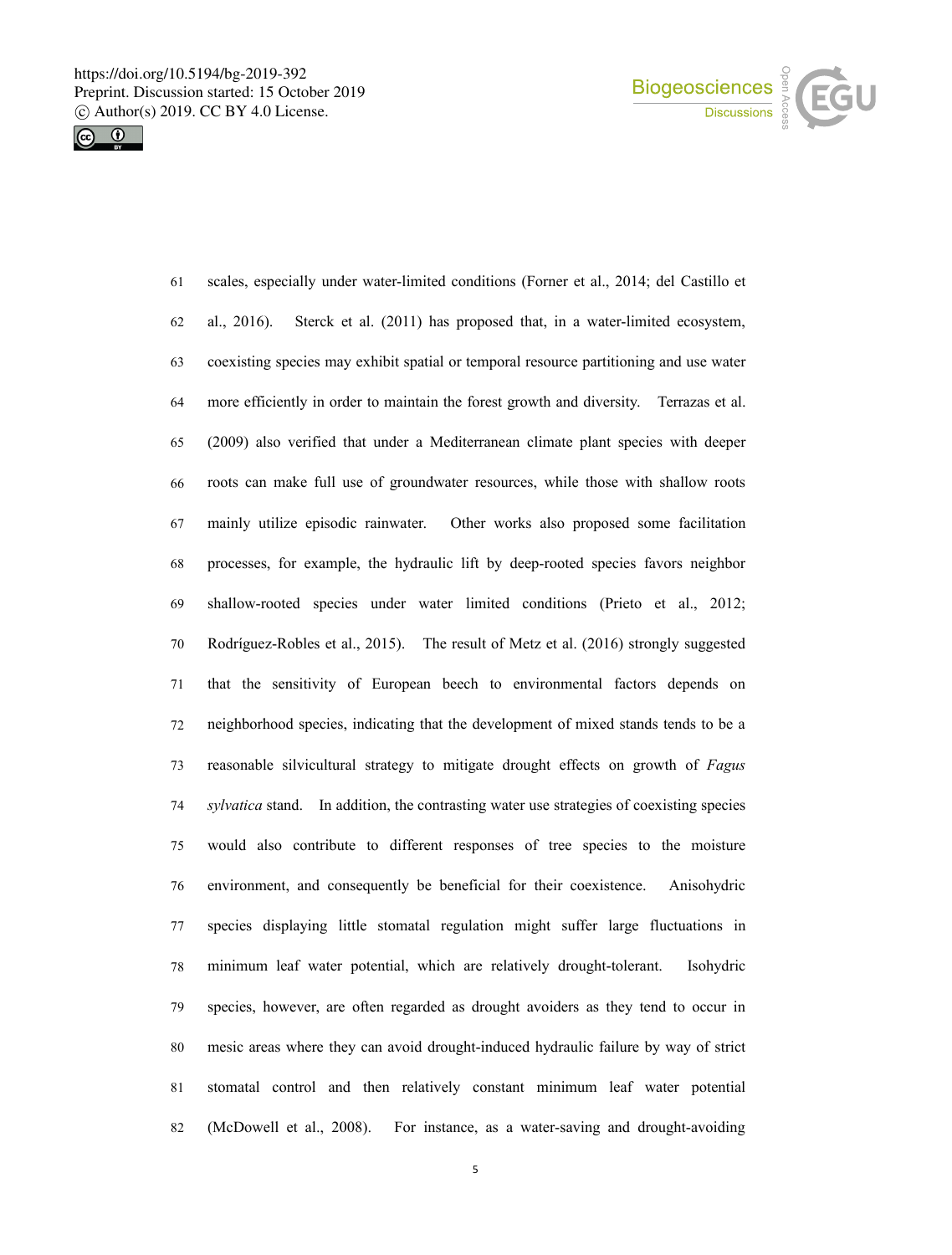scales, especially under water-limited conditions (Forner et al., 2014; del Castillo et al., 2016). Sterck et al. (2011) has proposed that, in a water-limited ecosystem, coexisting species may exhibit spatial or temporal resource partitioning and use water more efficiently in order to maintain the forest growth and diversity. Terrazas et al. (2009) also verified that under a Mediterranean climate plant species with deeper roots can make full use of groundwater resources, while those with shallow roots mainly utilize episodic rainwater. Other works also proposed some facilitation processes, for example, the hydraulic lift by deep-rooted species favors neighbor shallow-rooted species under water limited conditions (Prieto et al., 2012; Rodríguez-Robles et al., 2015). The result of Metz et al. (2016) strongly suggested that the sensitivity of European beech to environmental factors depends on neighborhood species, indicating that the development of mixed stands tends to be a reasonable silvicultural strategy to mitigate drought effects on growth of *Fagus sylvatica* stand. In addition, the contrasting water use strategies of coexisting species would also contribute to different responses of tree species to the moisture environment, and consequently be beneficial for their coexistence. Anisohydric species displaying little stomatal regulation might suffer large fluctuations in minimum leaf water potential, which are relatively drought-tolerant. Isohydric species, however, are often regarded as drought avoiders as they tend to occur in mesic areas where they can avoid drought-induced hydraulic failure by way of strict stomatal control and then relatively constant minimum leaf water potential (McDowell et al., 2008). For instance, as a water-saving and drought-avoiding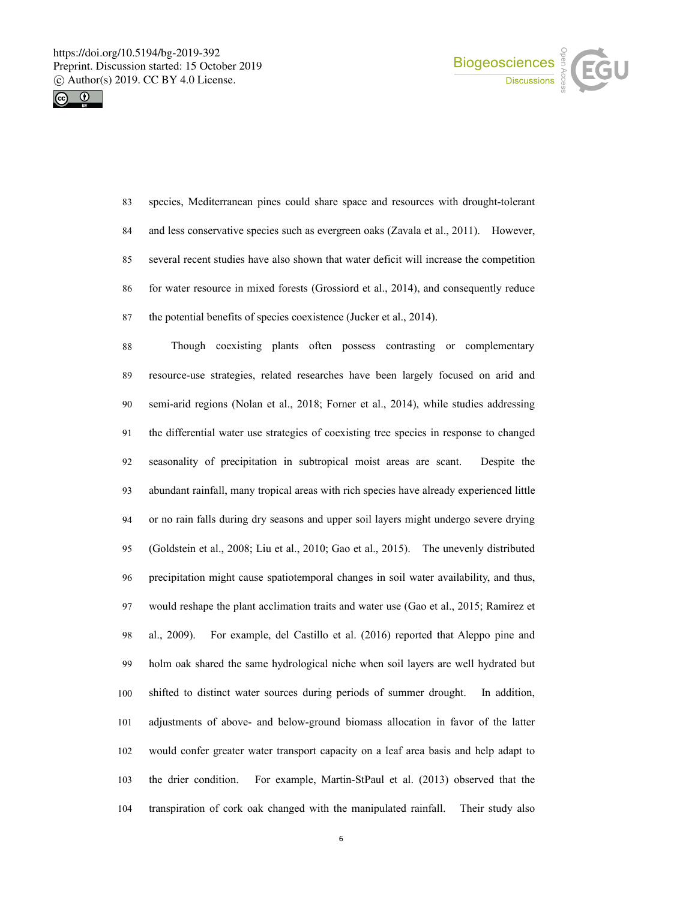species, Mediterranean pines could share space and resources with drought-tolerant and less conservative species such as evergreen oaks (Zavala et al., 2011). However, several recent studies have also shown that water deficit will increase the competition for water resource in mixed forests (Grossiord et al., 2014), and consequently reduce the potential benefits of species coexistence (Jucker et al., 2014).

Though coexisting plants often possess contrasting or complementary resource-use strategies, related researches have been largely focused on arid and semi-arid regions (Nolan et al., 2018; Forner et al., 2014), while studies addressing the differential water use strategies of coexisting tree species in response to changed seasonality of precipitation in subtropical moist areas are scant. Despite the abundant rainfall, many tropical areas with rich species have already experienced little or no rain falls during dry seasons and upper soil layers might undergo severe drying (Goldstein et al., 2008; Liu et al., 2010; Gao et al., 2015). The unevenly distributed precipitation might cause spatiotemporal changes in soil water availability, and thus, would reshape the plant acclimation traits and water use (Gao et al., 2015; Ramírez et al., 2009). For example, del Castillo et al. (2016) reported that Aleppo pine and holm oak shared the same hydrological niche when soil layers are well hydrated but shifted to distinct water sources during periods of summer drought. In addition, adjustments of above- and below-ground biomass allocation in favor of the latter would confer greater water transport capacity on a leaf area basis and help adapt to the drier condition. For example, Martin-StPaul et al. (2013) observed that the transpiration of cork oak changed with the manipulated rainfall. Their study also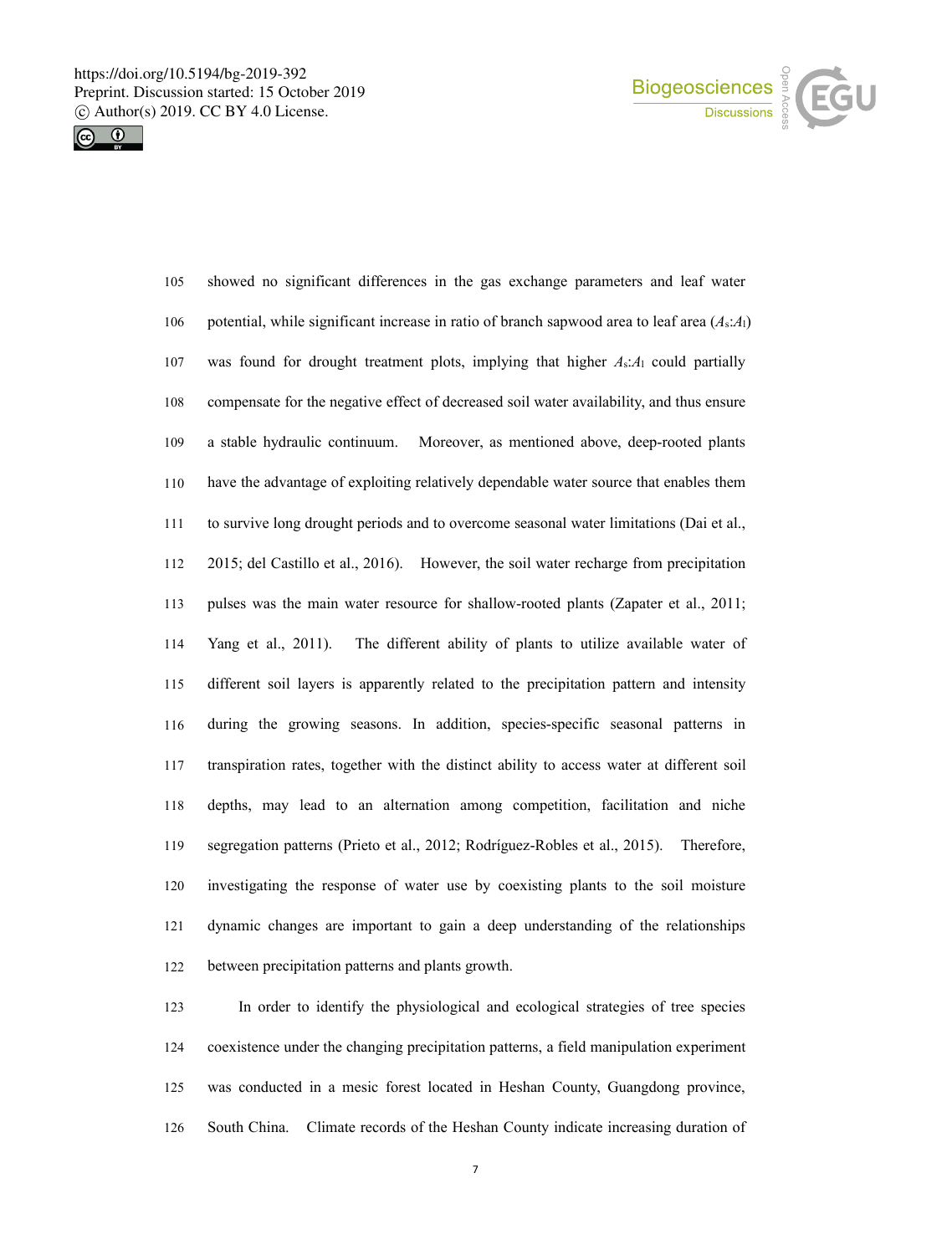showed no significant differences in the gas exchange parameters and leaf water potential, while significant increase in ratio of branch sapwood area to leaf area ($A_s$:$A_l$) was found for drought treatment plots, implying that higher $A_s$:$A_l$ could partially compensate for the negative effect of decreased soil water availability, and thus ensure a stable hydraulic continuum. Moreover, as mentioned above, deep-rooted plants have the advantage of exploiting relatively dependable water source that enables them to survive long drought periods and to overcome seasonal water limitations (Dai et al., 2015; del Castillo et al., 2016). However, the soil water recharge from precipitation pulses was the main water resource for shallow-rooted plants (Zapater et al., 2011; Yang et al., 2011). The different ability of plants to utilize available water of different soil layers is apparently related to the precipitation pattern and intensity during the growing seasons. In addition, species-specific seasonal patterns in transpiration rates, together with the distinct ability to access water at different soil depths, may lead to an alternation among competition, facilitation and niche segregation patterns (Prieto et al., 2012; Rodríguez-Robles et al., 2015). Therefore, investigating the response of water use by coexisting plants to the soil moisture dynamic changes are important to gain a deep understanding of the relationships between precipitation patterns and plants growth.

In order to identify the physiological and ecological strategies of tree species coexistence under the changing precipitation patterns, a field manipulation experiment was conducted in a mesic forest located in Heshan County, Guangdong province, South China. Climate records of the Heshan County indicate increasing duration of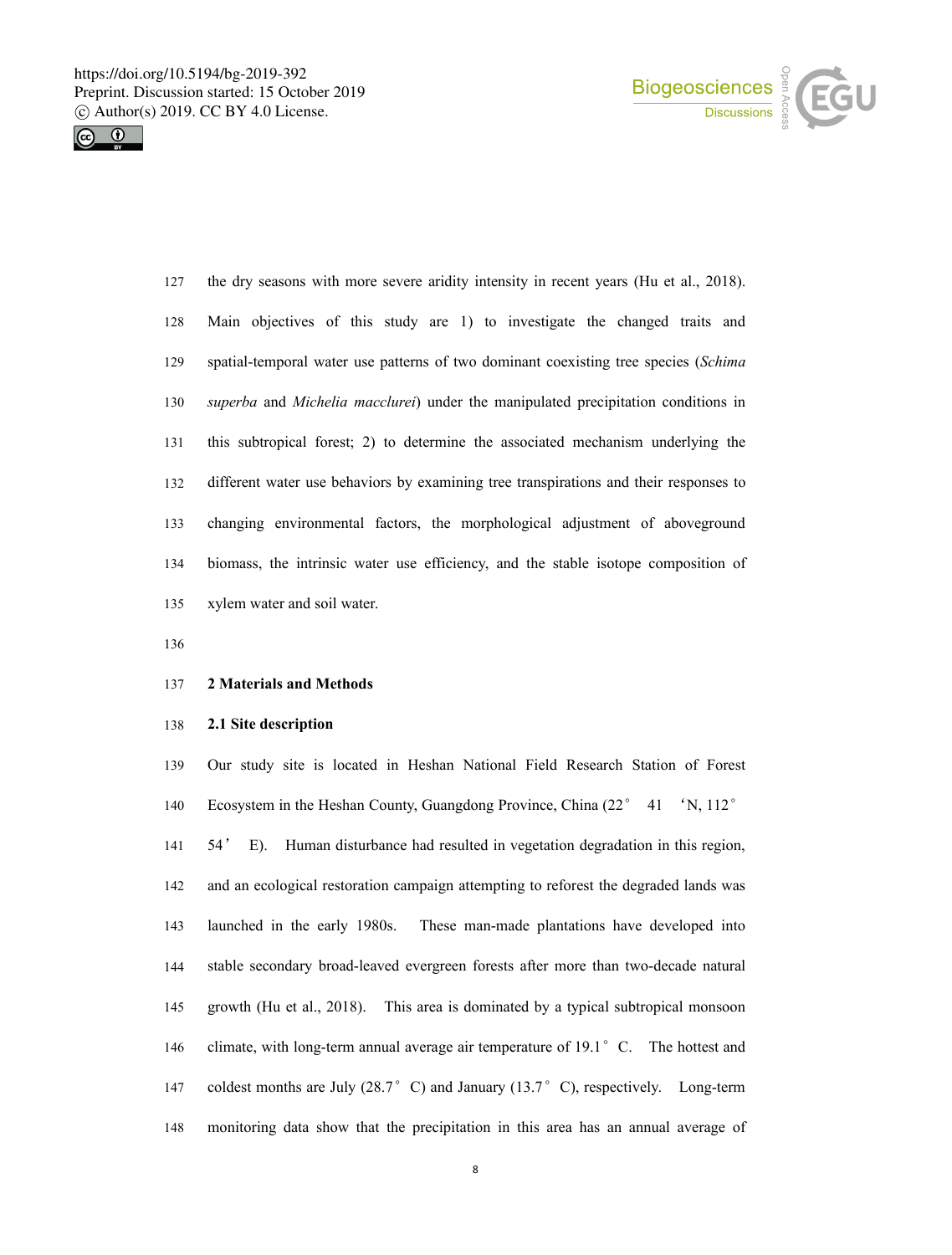the dry seasons with more severe aridity intensity in recent years (Hu et al., 2018). Main objectives of this study are 1) to investigate the changed traits and spatial-temporal water use patterns of two dominant coexisting tree species (*Schima superba* and *Michelia macclurei*) under the manipulated precipitation conditions in this subtropical forest; 2) to determine the associated mechanism underlying the different water use behaviors by examining tree transpirations and their responses to changing environmental factors, the morphological adjustment of aboveground biomass, the intrinsic water use efficiency, and the stable isotope composition of xylem water and soil water.

## 2 Materials and Methods

### 2.1 Site description

Our study site is located in Heshan National Field Research Station of Forest Ecosystem in the Heshan County, Guangdong Province, China (22° 41 'N, 112° 54' E). Human disturbance had resulted in vegetation degradation in this region, and an ecological restoration campaign attempting to reforest the degraded lands was launched in the early 1980s. These man-made plantations have developed into stable secondary broad-leaved evergreen forests after more than two-decade natural growth (Hu et al., 2018). This area is dominated by a typical subtropical monsoon climate, with long-term annual average air temperature of 19.1° C. The hottest and coldest months are July (28.7° C) and January (13.7° C), respectively. Long-term monitoring data show that the precipitation in this area has an annual average of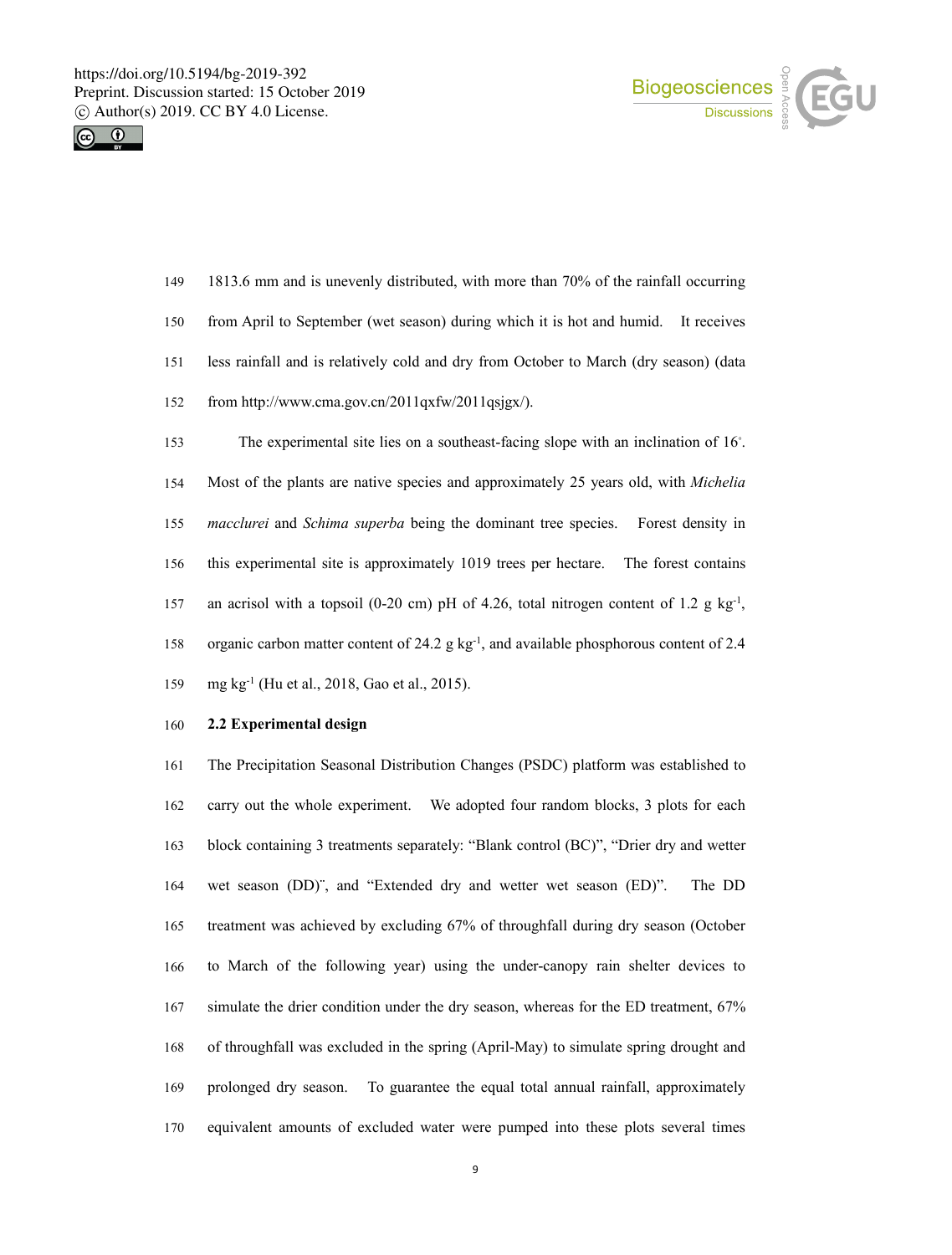1813.6 mm and is unevenly distributed, with more than 70% of the rainfall occurring from April to September (wet season) during which it is hot and humid. It receives less rainfall and is relatively cold and dry from October to March (dry season) (data from http://www.cma.gov.cn/2011qxfw/2011qsjgx/).

The experimental site lies on a southeast-facing slope with an inclination of 16°. Most of the plants are native species and approximately 25 years old, with *Michelia macclurei* and *Schima superba* being the dominant tree species. Forest density in this experimental site is approximately 1019 trees per hectare. The forest contains an acrisol with a topsoil (0-20 cm) pH of 4.26, total nitrogen content of 1.2 g $kg^{-1}$, organic carbon matter content of 24.2 g $kg^{-1}$, and available phosphorous content of 2.4 mg $kg^{-1}$ (Hu et al., 2018, Gao et al., 2015).

## 2.2 Experimental design

The Precipitation Seasonal Distribution Changes (PSDC) platform was established to carry out the whole experiment. We adopted four random blocks, 3 plots for each block containing 3 treatments separately: "Blank control (BC)", "Drier dry and wetter wet season (DD)", and "Extended dry and wetter wet season (ED)". The DD treatment was achieved by excluding 67% of throughfall during dry season (October to March of the following year) using the under-canopy rain shelter devices to simulate the drier condition under the dry season, whereas for the ED treatment, 67% of throughfall was excluded in the spring (April-May) to simulate spring drought and prolonged dry season. To guarantee the equal total annual rainfall, approximately equivalent amounts of excluded water were pumped into these plots several times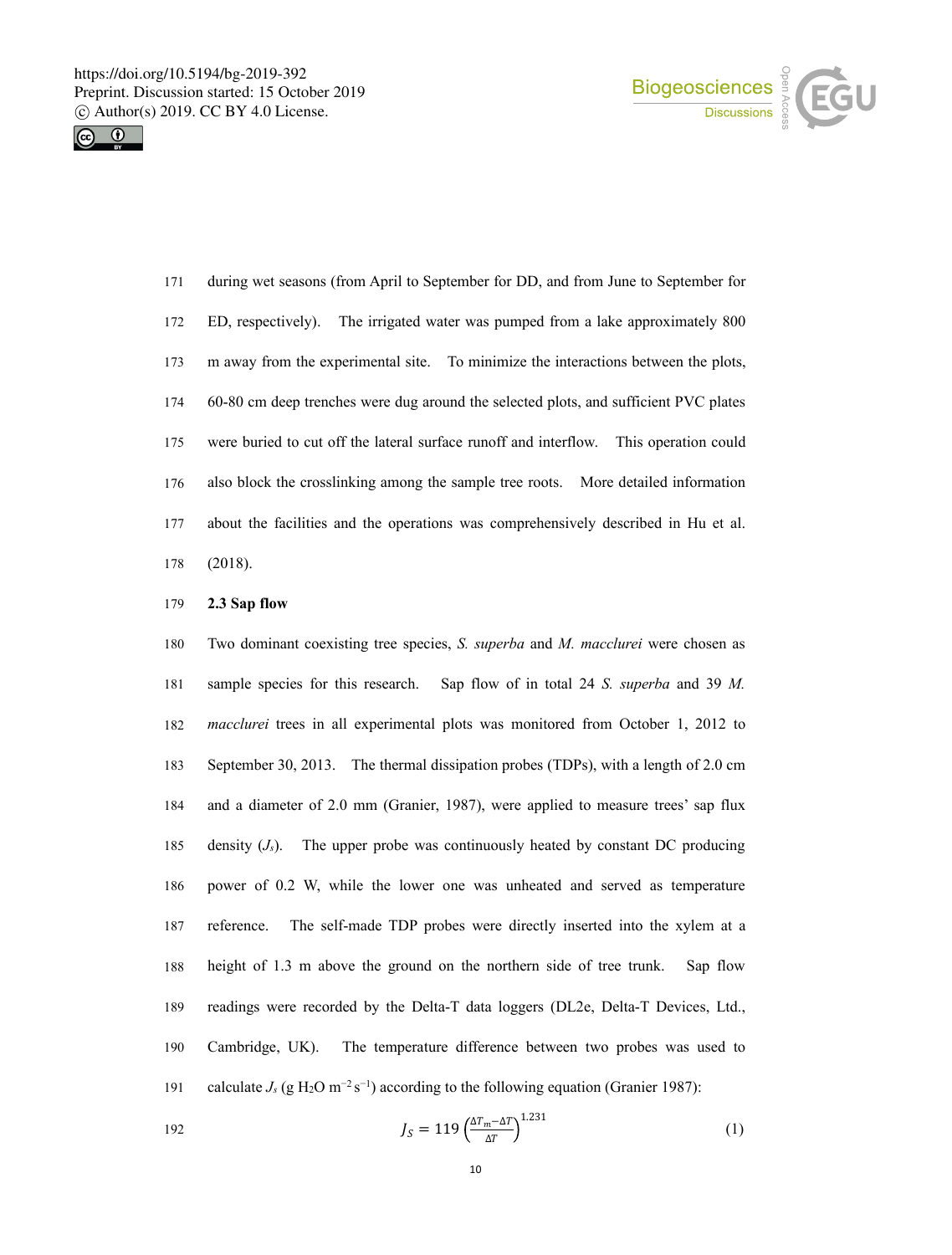during wet seasons (from April to September for DD, and from June to September for ED, respectively). The irrigated water was pumped from a lake approximately 800 m away from the experimental site. To minimize the interactions between the plots, 60-80 cm deep trenches were dug around the selected plots, and sufficient PVC plates were buried to cut off the lateral surface runoff and interflow. This operation could also block the crosslinking among the sample tree roots. More detailed information about the facilities and the operations was comprehensively described in Hu et al. (2018).

### 2.3 Sap flow

Two dominant coexisting tree species, *S. superba* and *M. macclurei* were chosen as sample species for this research. Sap flow of in total 24 *S. superba* and 39 *M. macclurei* trees in all experimental plots was monitored from October 1, 2012 to September 30, 2013. The thermal dissipation probes (TDPs), with a length of 2.0 cm and a diameter of 2.0 mm (Granier, 1987), were applied to measure trees' sap flux density ($J_s$). The upper probe was continuously heated by constant DC producing power of 0.2 W, while the lower one was unheated and served as temperature reference. The self-made TDP probes were directly inserted into the xylem at a height of 1.3 m above the ground on the northern side of tree trunk. Sap flow readings were recorded by the Delta-T data loggers (DL2e, Delta-T Devices, Ltd., Cambridge, UK). The temperature difference between two probes was used to calculate $J_s$ (g $H_2O$ $m^{-2}$ $s^{-1}$) according to the following equation (Granier 1987):

$$J_S = 119\left(\frac{\Delta T_m - \Delta T}{\Delta T}\right)^{1.231} \tag{1}$$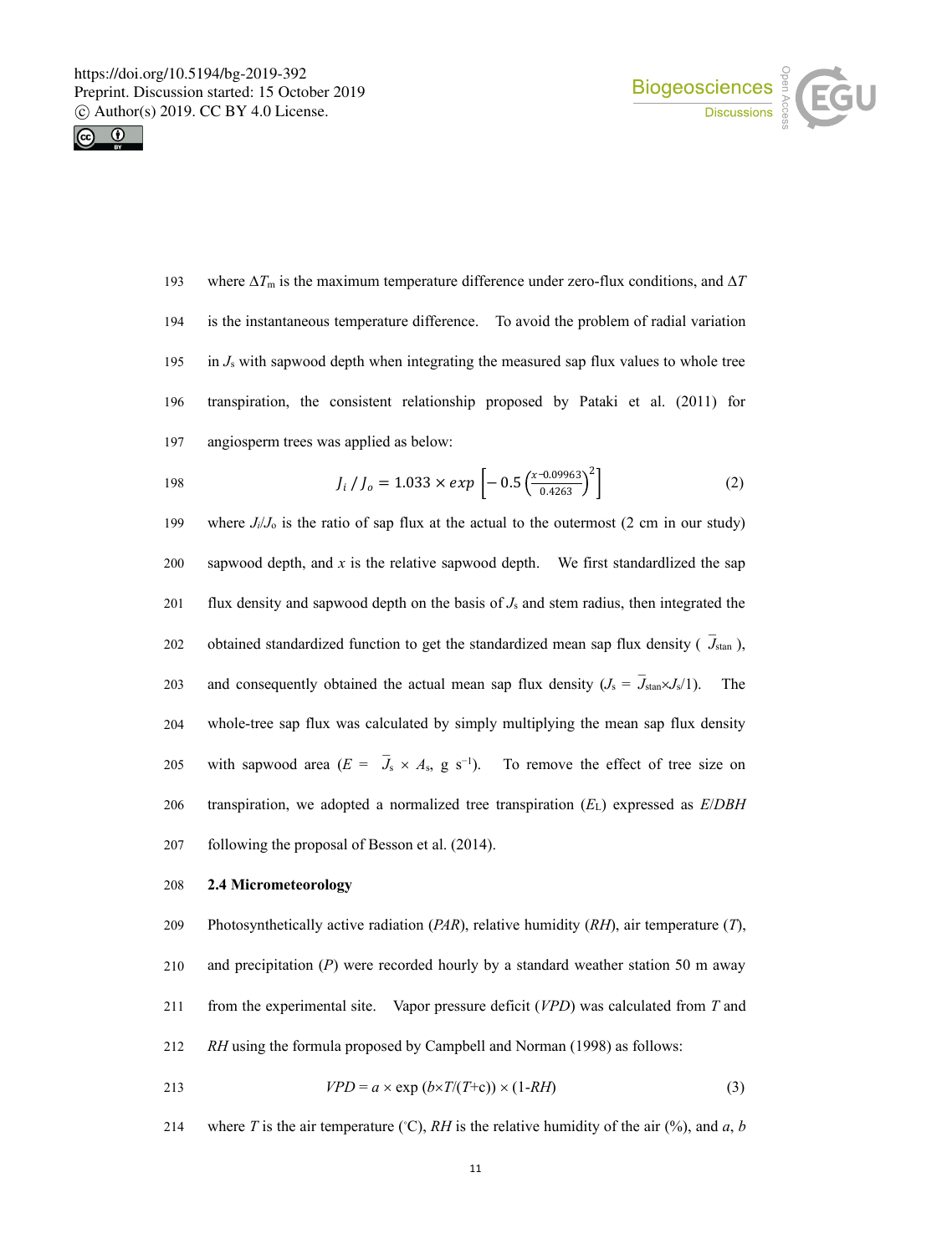where $\Delta T_m$ is the maximum temperature difference under zero-flux conditions, and $\Delta T$ is the instantaneous temperature difference. To avoid the problem of radial variation in $J_s$ with sapwood depth when integrating the measured sap flux values to whole tree transpiration, the consistent relationship proposed by Pataki et al. (2011) for angiosperm trees was applied as below:

$$J_i \,/\, J_o = 1.033 \times exp\left[-0.5\left(\frac{x-0.09963}{0.4263}\right)^2\right] \tag{2}$$

where $J_i/J_o$ is the ratio of sap flux at the actual to the outermost (2 cm in our study) sapwood depth, and $x$ is the relative sapwood depth. We first standardlized the sap flux density and sapwood depth on the basis of $J_s$ and stem radius, then integrated the obtained standardized function to get the standardized mean sap flux density ( $\bar{J}_{stan}$ ), and consequently obtained the actual mean sap flux density ($J_s$ = $\bar{J}_{stan} \times J_s/1$). The whole-tree sap flux was calculated by simply multiplying the mean sap flux density with sapwood area ($E$ = $\bar{J}_s \times A_s$, g s$^{-1}$). To remove the effect of tree size on transpiration, we adopted a normalized tree transpiration ($E_L$) expressed as $E/DBH$ following the proposal of Besson et al. (2014).

## 2.4 Micrometeorology

Photosynthetically active radiation ($PAR$), relative humidity ($RH$), air temperature ($T$), and precipitation ($P$) were recorded hourly by a standard weather station 50 m away from the experimental site. Vapor pressure deficit ($VPD$) was calculated from $T$ and $RH$ using the formula proposed by Campbell and Norman (1998) as follows:

$$VPD = a \times \exp\left(b \times T/(T + c)\right) \times (1 - RH) \tag{3}$$

where $T$ is the air temperature (°C), $RH$ is the relative humidity of the air (%), and $a$, $b$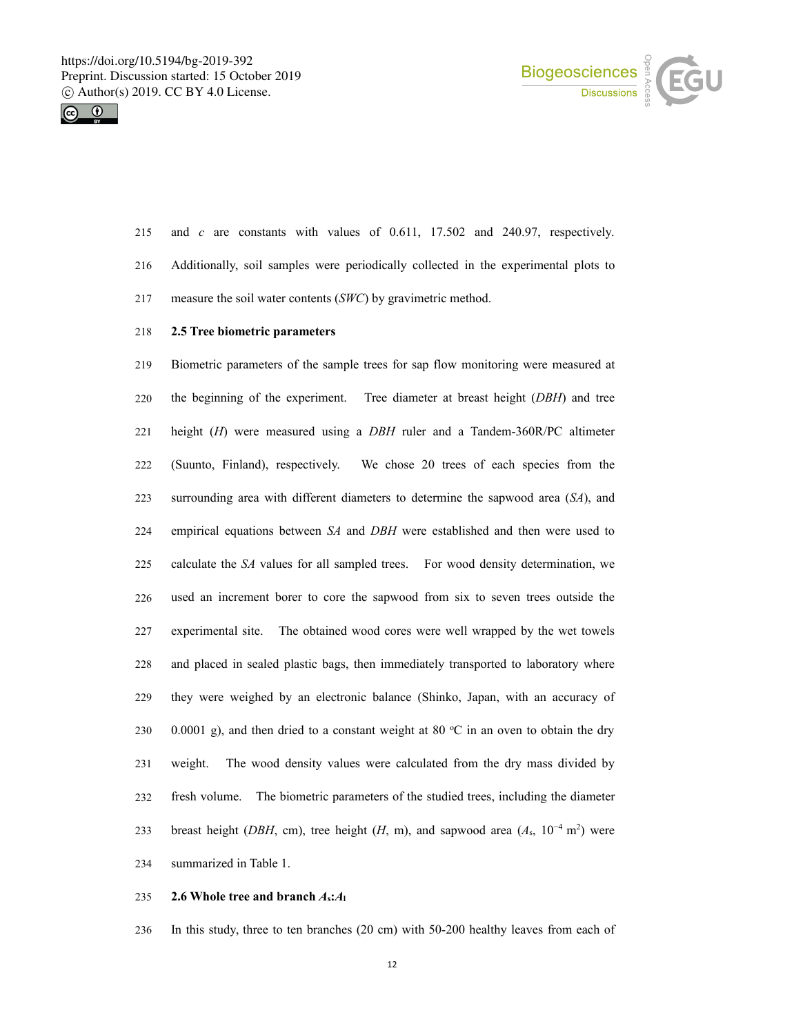and $c$ are constants with values of 0.611, 17.502 and 240.97, respectively. Additionally, soil samples were periodically collected in the experimental plots to measure the soil water contents (*SWC*) by gravimetric method.

### 2.5 Tree biometric parameters

Biometric parameters of the sample trees for sap flow monitoring were measured at the beginning of the experiment. Tree diameter at breast height (*DBH*) and tree height (*H*) were measured using a *DBH* ruler and a Tandem-360R/PC altimeter (Suunto, Finland), respectively. We chose 20 trees of each species from the surrounding area with different diameters to determine the sapwood area (*SA*), and empirical equations between *SA* and *DBH* were established and then were used to calculate the *SA* values for all sampled trees. For wood density determination, we used an increment borer to core the sapwood from six to seven trees outside the experimental site. The obtained wood cores were well wrapped by the wet towels and placed in sealed plastic bags, then immediately transported to laboratory where they were weighed by an electronic balance (Shinko, Japan, with an accuracy of 0.0001 g), and then dried to a constant weight at 80 °C in an oven to obtain the dry weight. The wood density values were calculated from the dry mass divided by fresh volume. The biometric parameters of the studied trees, including the diameter breast height (*DBH*, cm), tree height (*H*, m), and sapwood area ($A_s$, $10^{-4}$ m$^2$) were summarized in Table 1.

### 2.6 Whole tree and branch $A_s$:$A_l$

In this study, three to ten branches (20 cm) with 50-200 healthy leaves from each of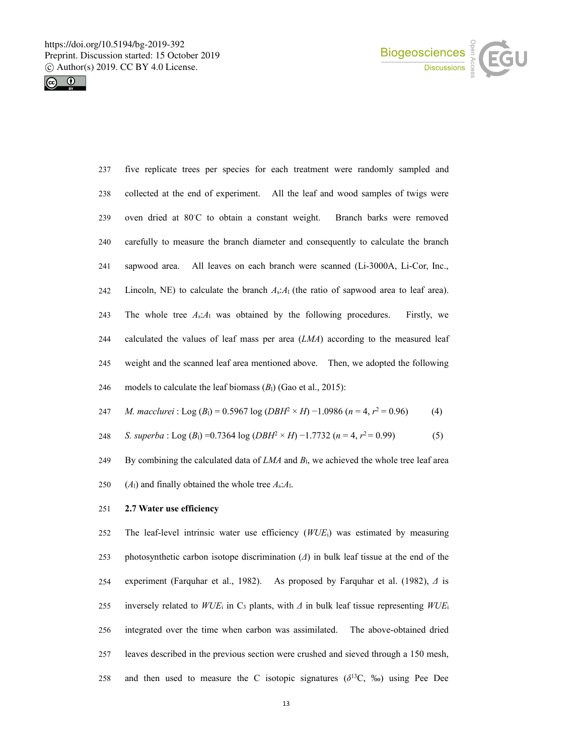five replicate trees per species for each treatment were randomly sampled and collected at the end of experiment. All the leaf and wood samples of twigs were oven dried at 80°C to obtain a constant weight. Branch barks were removed carefully to measure the branch diameter and consequently to calculate the branch sapwood area. All leaves on each branch were scanned (Li-3000A, Li-Cor, Inc., Lincoln, NE) to calculate the branch $A_s$:$A_l$ (the ratio of sapwood area to leaf area). The whole tree $A_s$:$A_l$ was obtained by the following procedures. Firstly, we calculated the values of leaf mass per area (*LMA*) according to the measured leaf weight and the scanned leaf area mentioned above. Then, we adopted the following models to calculate the leaf biomass ($B_l$) (Gao et al., 2015):

*M. macclurei* : $\text{Log}(B_l) = 0.5967 \log(DBH^2 \times H) - 1.0986$ ($n = 4$, $r^2 = 0.96$) (4)

*S. superba* : $\text{Log}(B_l) = 0.7364 \log(DBH^2 \times H) - 1.7732$ ($n = 4$, $r^2 = 0.99$) (5)

By combining the calculated data of *LMA* and $B_l$, we achieved the whole tree leaf area ($A_l$) and finally obtained the whole tree $A_s$:$A_l$.

## 2.7 Water use efficiency

The leaf-level intrinsic water use efficiency ($WUE_i$) was estimated by measuring photosynthetic carbon isotope discrimination ($\Delta$) in bulk leaf tissue at the end of the experiment (Farquhar et al., 1982). As proposed by Farquhar et al. (1982), $\Delta$ is inversely related to $WUE_i$ in $C_3$ plants, with $\Delta$ in bulk leaf tissue representing $WUE_i$ integrated over the time when carbon was assimilated. The above-obtained dried leaves described in the previous section were crushed and sieved through a 150 mesh, and then used to measure the C isotopic signatures ($\delta^{13}C$, ‰) using Pee Dee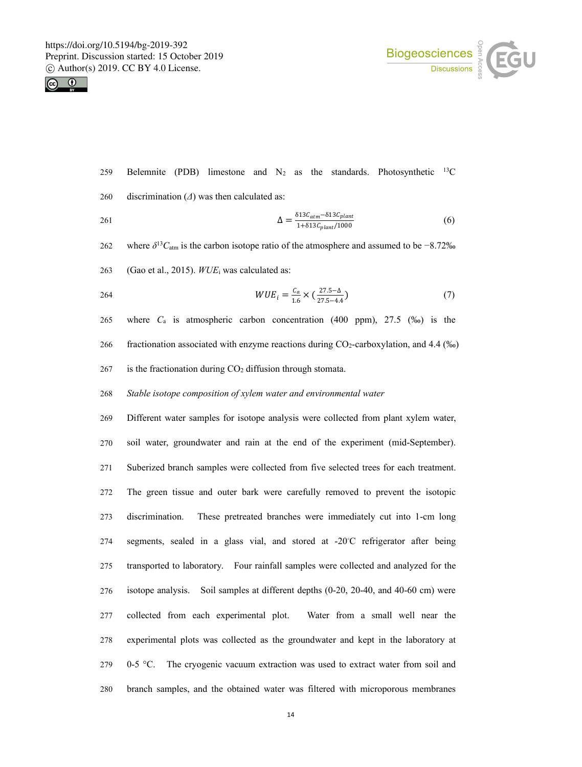Belemnite (PDB) limestone and $N_2$ as the standards. Photosynthetic $^{13}C$ discrimination ($\Delta$) was then calculated as:

$$\Delta = \frac{\delta 13C_{atm} - \delta 13C_{plant}}{1 + \delta 13C_{plant}/1000} \tag{6}$$

where $\delta^{13}C_{atm}$ is the carbon isotope ratio of the atmosphere and assumed to be −8.72‰ (Gao et al., 2015). $WUE_i$ was calculated as:

$$WUE_i = \frac{C_a}{1.6} \times \left(\frac{27.5 - \Delta}{27.5 - 4.4}\right) \tag{7}$$

where $C_a$ is atmospheric carbon concentration (400 ppm), 27.5 (‰) is the fractionation associated with enzyme reactions during $CO_2$-carboxylation, and 4.4 (‰) is the fractionation during $CO_2$ diffusion through stomata.

*Stable isotope composition of xylem water and environmental water*

Different water samples for isotope analysis were collected from plant xylem water, soil water, groundwater and rain at the end of the experiment (mid-September). Suberized branch samples were collected from five selected trees for each treatment. The green tissue and outer bark were carefully removed to prevent the isotopic discrimination. These pretreated branches were immediately cut into 1-cm long segments, sealed in a glass vial, and stored at -20°C refrigerator after being transported to laboratory. Four rainfall samples were collected and analyzed for the isotope analysis. Soil samples at different depths (0-20, 20-40, and 40-60 cm) were collected from each experimental plot. Water from a small well near the experimental plots was collected as the groundwater and kept in the laboratory at 0-5 °C. The cryogenic vacuum extraction was used to extract water from soil and branch samples, and the obtained water was filtered with microporous membranes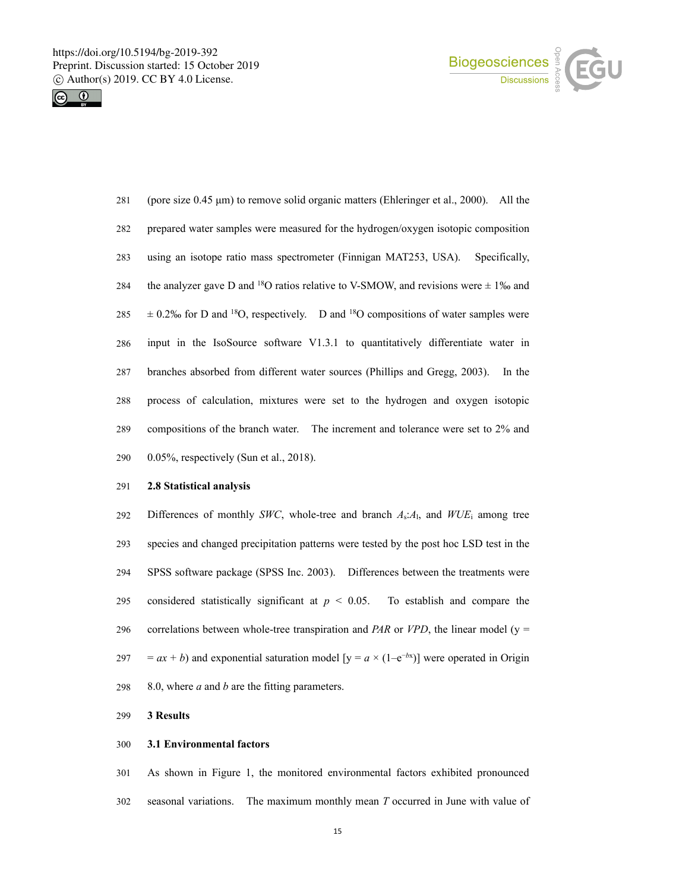(pore size 0.45 μm) to remove solid organic matters (Ehleringer et al., 2000). All the prepared water samples were measured for the hydrogen/oxygen isotopic composition using an isotope ratio mass spectrometer (Finnigan MAT253, USA). Specifically, the analyzer gave D and $^{18}O$ ratios relative to V-SMOW, and revisions were ± 1‰ and ± 0.2‰ for D and $^{18}O$, respectively. D and $^{18}O$ compositions of water samples were input in the IsoSource software V1.3.1 to quantitatively differentiate water in branches absorbed from different water sources (Phillips and Gregg, 2003). In the process of calculation, mixtures were set to the hydrogen and oxygen isotopic compositions of the branch water. The increment and tolerance were set to 2% and 0.05%, respectively (Sun et al., 2018).

### 2.8 Statistical analysis

Differences of monthly *SWC*, whole-tree and branch $A_s$:$A_l$, and $WUE_i$ among tree species and changed precipitation patterns were tested by the post hoc LSD test in the SPSS software package (SPSS Inc. 2003). Differences between the treatments were considered statistically significant at $p < 0.05$. To establish and compare the correlations between whole-tree transpiration and *PAR* or *VPD*, the linear model (y = = $ax + b$) and exponential saturation model [$y = a \times (1–e^{-bx})$] were operated in Origin 8.0, where $a$ and $b$ are the fitting parameters.

## 3 Results

### 3.1 Environmental factors

As shown in Figure 1, the monitored environmental factors exhibited pronounced seasonal variations. The maximum monthly mean $T$ occurred in June with value of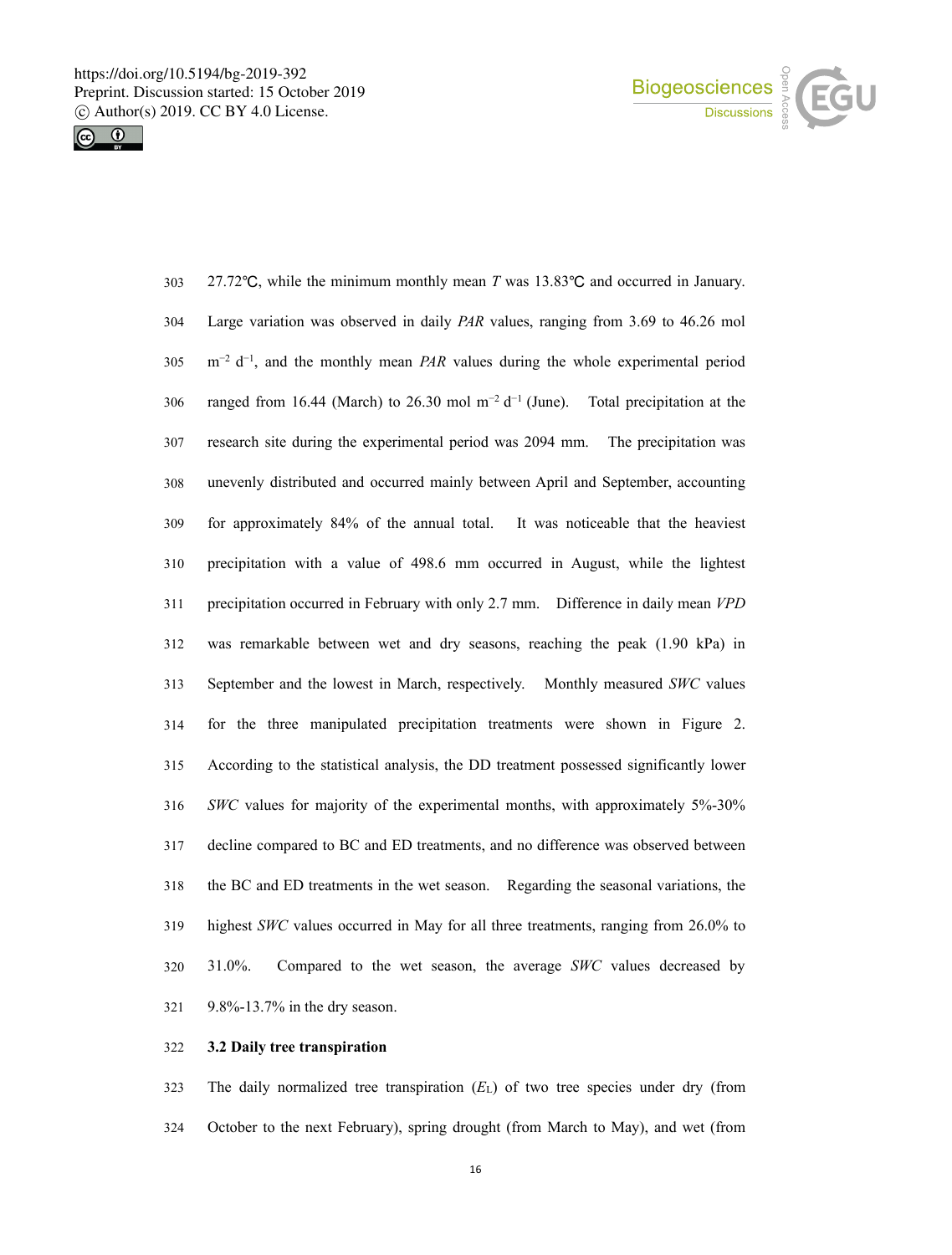27.72℃, while the minimum monthly mean *T* was 13.83℃ and occurred in January. Large variation was observed in daily *PAR* values, ranging from 3.69 to 46.26 mol $m^{-2}$ $d^{-1}$, and the monthly mean *PAR* values during the whole experimental period ranged from 16.44 (March) to 26.30 mol $m^{-2}$ $d^{-1}$ (June). Total precipitation at the research site during the experimental period was 2094 mm. The precipitation was unevenly distributed and occurred mainly between April and September, accounting for approximately 84% of the annual total. It was noticeable that the heaviest precipitation with a value of 498.6 mm occurred in August, while the lightest precipitation occurred in February with only 2.7 mm. Difference in daily mean *VPD* was remarkable between wet and dry seasons, reaching the peak (1.90 kPa) in September and the lowest in March, respectively. Monthly measured *SWC* values for the three manipulated precipitation treatments were shown in Figure 2. According to the statistical analysis, the DD treatment possessed significantly lower *SWC* values for majority of the experimental months, with approximately 5%-30% decline compared to BC and ED treatments, and no difference was observed between the BC and ED treatments in the wet season. Regarding the seasonal variations, the highest *SWC* values occurred in May for all three treatments, ranging from 26.0% to 31.0%. Compared to the wet season, the average *SWC* values decreased by 9.8%-13.7% in the dry season.

### 3.2 Daily tree transpiration

The daily normalized tree transpiration ($E_L$) of two tree species under dry (from October to the next February), spring drought (from March to May), and wet (from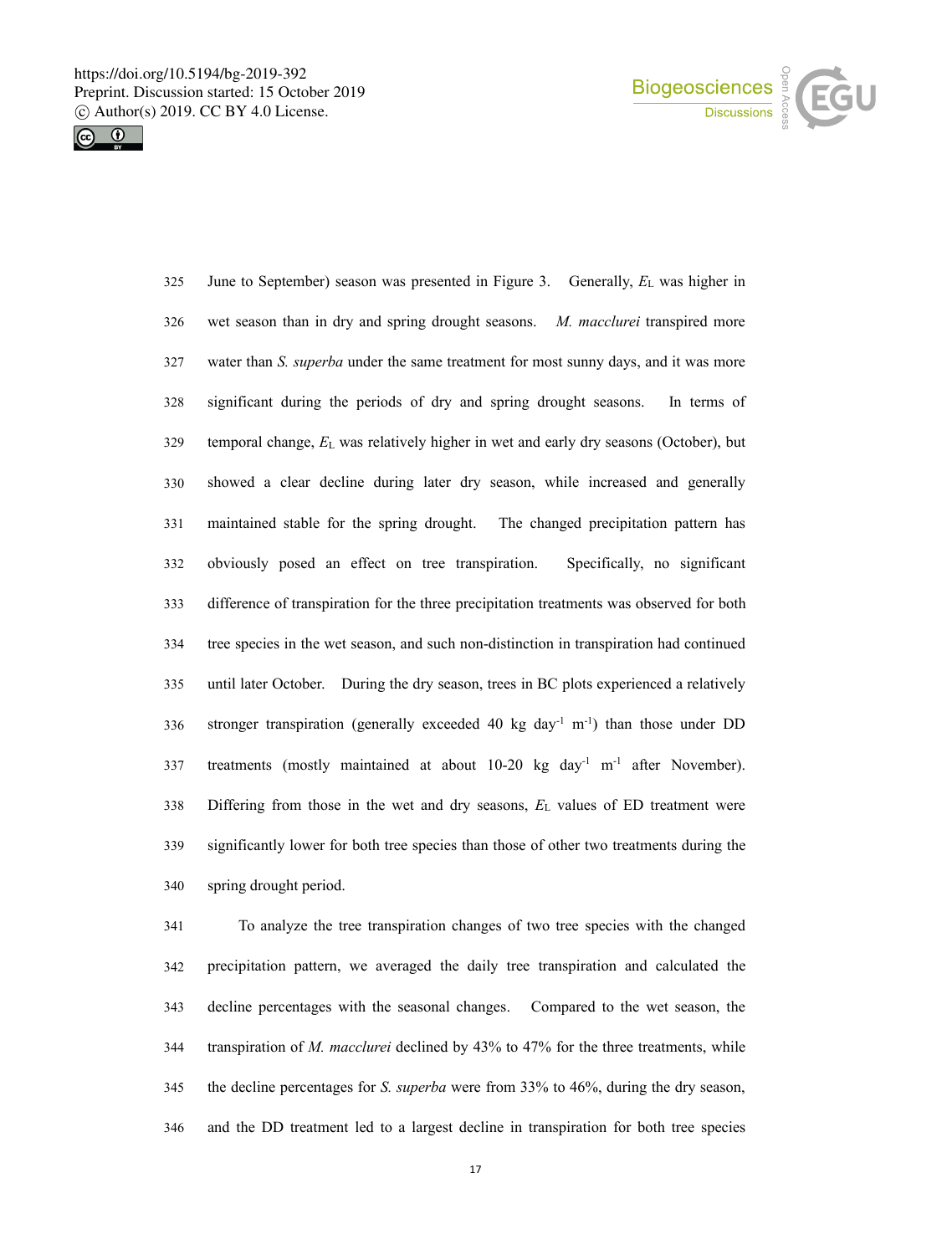June to September) season was presented in Figure 3. Generally, $E_L$ was higher in wet season than in dry and spring drought seasons. *M. macclurei* transpired more water than *S. superba* under the same treatment for most sunny days, and it was more significant during the periods of dry and spring drought seasons. In terms of temporal change, $E_L$ was relatively higher in wet and early dry seasons (October), but showed a clear decline during later dry season, while increased and generally maintained stable for the spring drought. The changed precipitation pattern has obviously posed an effect on tree transpiration. Specifically, no significant difference of transpiration for the three precipitation treatments was observed for both tree species in the wet season, and such non-distinction in transpiration had continued until later October. During the dry season, trees in BC plots experienced a relatively stronger transpiration (generally exceeded 40 kg day$^{-1}$ m$^{-1}$) than those under DD treatments (mostly maintained at about 10-20 kg day$^{-1}$ m$^{-1}$ after November). Differing from those in the wet and dry seasons, $E_L$ values of ED treatment were significantly lower for both tree species than those of other two treatments during the spring drought period.

To analyze the tree transpiration changes of two tree species with the changed precipitation pattern, we averaged the daily tree transpiration and calculated the decline percentages with the seasonal changes. Compared to the wet season, the transpiration of *M. macclurei* declined by 43% to 47% for the three treatments, while the decline percentages for *S. superba* were from 33% to 46%, during the dry season, and the DD treatment led to a largest decline in transpiration for both tree species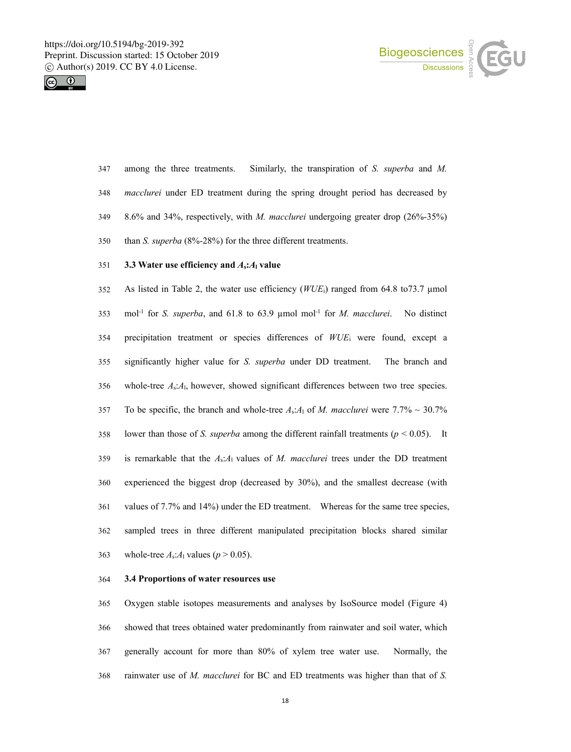among the three treatments. Similarly, the transpiration of *S. superba* and *M. macclurei* under ED treatment during the spring drought period has decreased by 8.6% and 34%, respectively, with *M. macclurei* undergoing greater drop (26%-35%) than *S. superba* (8%-28%) for the three different treatments.

### 3.3 Water use efficiency and $A_s$:$A_l$ value

As listed in Table 2, the water use efficiency ($WUE_i$) ranged from 64.8 to73.7 μmol mol$^{-1}$ for *S. superba*, and 61.8 to 63.9 μmol mol$^{-1}$ for *M. macclurei*. No distinct precipitation treatment or species differences of $WUE_i$ were found, except a significantly higher value for *S. superba* under DD treatment. The branch and whole-tree $A_s$:$A_l$, however, showed significant differences between two tree species. To be specific, the branch and whole-tree $A_s$:$A_l$ of *M. macclurei* were 7.7% ~ 30.7% lower than those of *S. superba* among the different rainfall treatments ($p < 0.05$). It is remarkable that the $A_s$:$A_l$ values of *M. macclurei* trees under the DD treatment experienced the biggest drop (decreased by 30%), and the smallest decrease (with values of 7.7% and 14%) under the ED treatment. Whereas for the same tree species, sampled trees in three different manipulated precipitation blocks shared similar whole-tree $A_s$:$A_l$ values ($p > 0.05$).

### 3.4 Proportions of water resources use

Oxygen stable isotopes measurements and analyses by IsoSource model (Figure 4) showed that trees obtained water predominantly from rainwater and soil water, which generally account for more than 80% of xylem tree water use. Normally, the rainwater use of *M. macclurei* for BC and ED treatments was higher than that of *S.*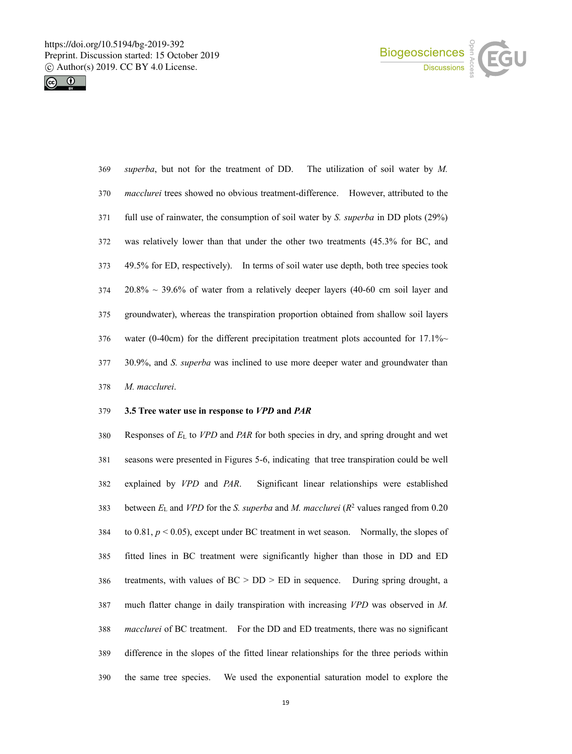*superba*, but not for the treatment of DD. The utilization of soil water by *M. macclurei* trees showed no obvious treatment-difference. However, attributed to the full use of rainwater, the consumption of soil water by *S. superba* in DD plots (29%) was relatively lower than that under the other two treatments (45.3% for BC, and 49.5% for ED, respectively). In terms of soil water use depth, both tree species took 20.8% ~ 39.6% of water from a relatively deeper layers (40-60 cm soil layer and groundwater), whereas the transpiration proportion obtained from shallow soil layers water (0-40cm) for the different precipitation treatment plots accounted for 17.1%~ 30.9%, and *S. superba* was inclined to use more deeper water and groundwater than *M. macclurei*.

### 3.5 Tree water use in response to *VPD* and *PAR*

Responses of $E_L$ to *VPD* and *PAR* for both species in dry, and spring drought and wet seasons were presented in Figures 5-6, indicating that tree transpiration could be well explained by *VPD* and *PAR*. Significant linear relationships were established between $E_L$ and *VPD* for the *S. superba* and *M. macclurei* ($R^2$ values ranged from 0.20 to 0.81, $p < 0.05$), except under BC treatment in wet season. Normally, the slopes of fitted lines in BC treatment were significantly higher than those in DD and ED treatments, with values of BC > DD > ED in sequence. During spring drought, a much flatter change in daily transpiration with increasing *VPD* was observed in *M. macclurei* of BC treatment. For the DD and ED treatments, there was no significant difference in the slopes of the fitted linear relationships for the three periods within the same tree species. We used the exponential saturation model to explore the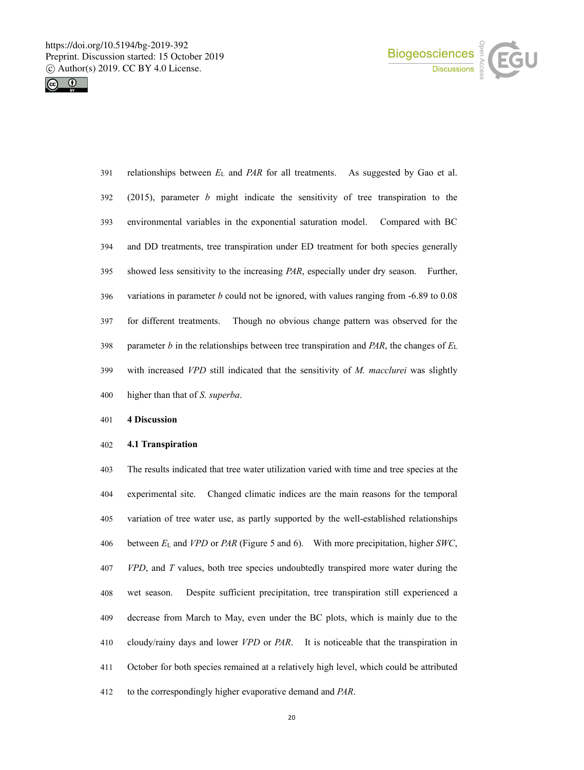relationships between $E_L$ and *PAR* for all treatments. As suggested by Gao et al. (2015), parameter *b* might indicate the sensitivity of tree transpiration to the environmental variables in the exponential saturation model. Compared with BC and DD treatments, tree transpiration under ED treatment for both species generally showed less sensitivity to the increasing *PAR*, especially under dry season. Further, variations in parameter *b* could not be ignored, with values ranging from -6.89 to 0.08 for different treatments. Though no obvious change pattern was observed for the parameter *b* in the relationships between tree transpiration and *PAR*, the changes of $E_L$ with increased *VPD* still indicated that the sensitivity of *M. macclurei* was slightly higher than that of *S. superba*.

## 4 Discussion

### 4.1 Transpiration

The results indicated that tree water utilization varied with time and tree species at the experimental site. Changed climatic indices are the main reasons for the temporal variation of tree water use, as partly supported by the well-established relationships between $E_L$ and *VPD* or *PAR* (Figure 5 and 6). With more precipitation, higher *SWC*, *VPD*, and *T* values, both tree species undoubtedly transpired more water during the wet season. Despite sufficient precipitation, tree transpiration still experienced a decrease from March to May, even under the BC plots, which is mainly due to the cloudy/rainy days and lower *VPD* or *PAR*. It is noticeable that the transpiration in October for both species remained at a relatively high level, which could be attributed to the correspondingly higher evaporative demand and *PAR*.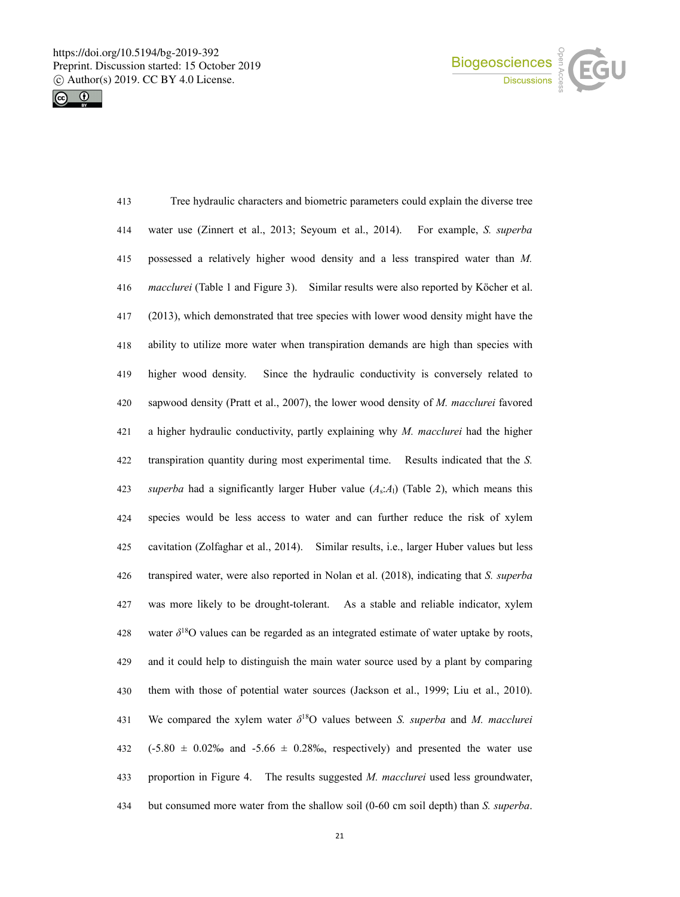Tree hydraulic characters and biometric parameters could explain the diverse tree water use (Zinnert et al., 2013; Seyoum et al., 2014). For example, *S. superba* possessed a relatively higher wood density and a less transpired water than *M. macclurei* (Table 1 and Figure 3). Similar results were also reported by Köcher et al. (2013), which demonstrated that tree species with lower wood density might have the ability to utilize more water when transpiration demands are high than species with higher wood density. Since the hydraulic conductivity is conversely related to sapwood density (Pratt et al., 2007), the lower wood density of *M. macclurei* favored a higher hydraulic conductivity, partly explaining why *M. macclurei* had the higher transpiration quantity during most experimental time. Results indicated that the *S. superba* had a significantly larger Huber value ($A_s$:$A_l$) (Table 2), which means this species would be less access to water and can further reduce the risk of xylem cavitation (Zolfaghar et al., 2014). Similar results, i.e., larger Huber values but less transpired water, were also reported in Nolan et al. (2018), indicating that *S. superba* was more likely to be drought-tolerant. As a stable and reliable indicator, xylem water $\delta^{18}$O values can be regarded as an integrated estimate of water uptake by roots, and it could help to distinguish the main water source used by a plant by comparing them with those of potential water sources (Jackson et al., 1999; Liu et al., 2010). We compared the xylem water $\delta^{18}$O values between *S. superba* and *M. macclurei* (-5.80 ± 0.02‰ and -5.66 ± 0.28‰, respectively) and presented the water use proportion in Figure 4. The results suggested *M. macclurei* used less groundwater, but consumed more water from the shallow soil (0-60 cm soil depth) than *S. superba*.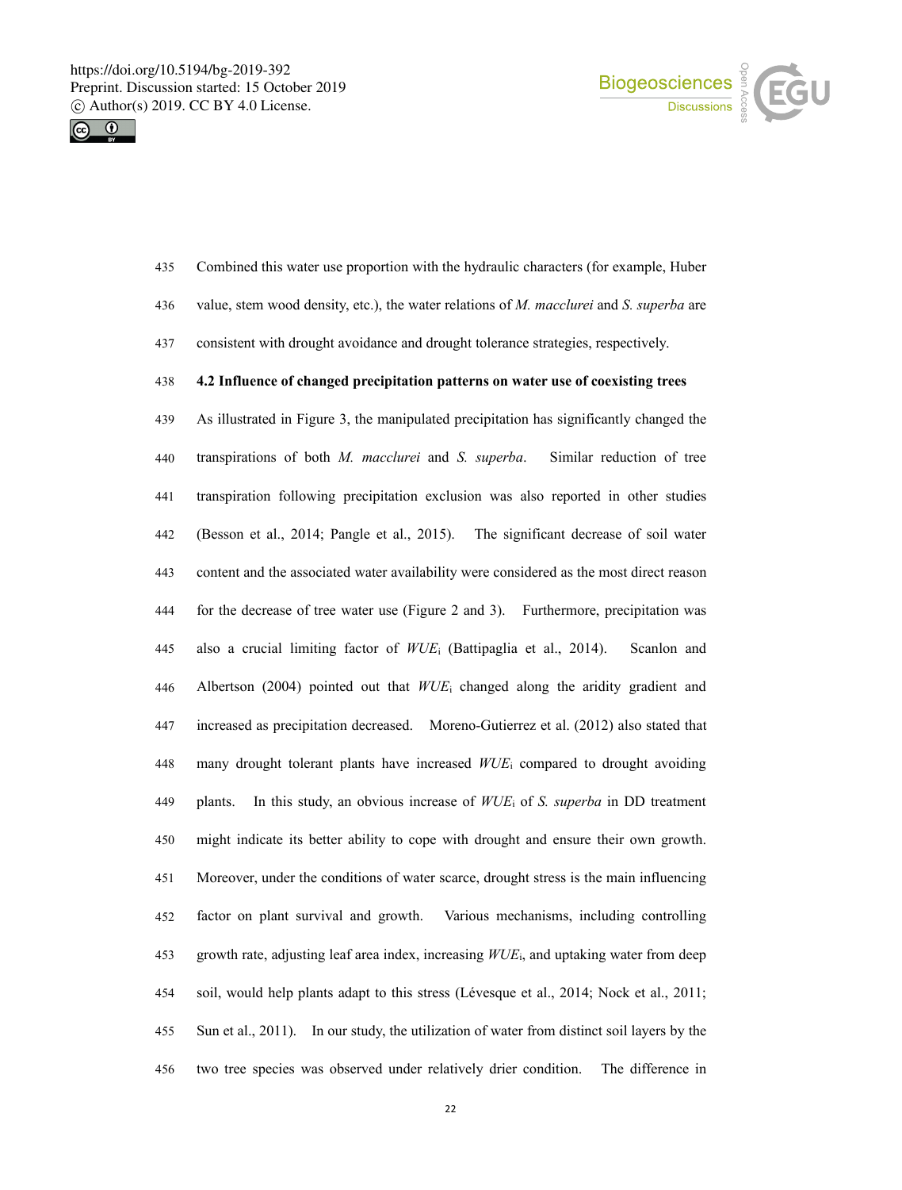Combined this water use proportion with the hydraulic characters (for example, Huber value, stem wood density, etc.), the water relations of *M. macclurei* and *S. superba* are consistent with drought avoidance and drought tolerance strategies, respectively.

### 4.2 Influence of changed precipitation patterns on water use of coexisting trees

As illustrated in Figure 3, the manipulated precipitation has significantly changed the transpirations of both *M. macclurei* and *S. superba*. Similar reduction of tree transpiration following precipitation exclusion was also reported in other studies (Besson et al., 2014; Pangle et al., 2015). The significant decrease of soil water content and the associated water availability were considered as the most direct reason for the decrease of tree water use (Figure 2 and 3). Furthermore, precipitation was also a crucial limiting factor of $WUE_i$ (Battipaglia et al., 2014). Scanlon and Albertson (2004) pointed out that $WUE_i$ changed along the aridity gradient and increased as precipitation decreased. Moreno-Gutierrez et al. (2012) also stated that many drought tolerant plants have increased $WUE_i$ compared to drought avoiding plants. In this study, an obvious increase of $WUE_i$ of *S. superba* in DD treatment might indicate its better ability to cope with drought and ensure their own growth. Moreover, under the conditions of water scarce, drought stress is the main influencing factor on plant survival and growth. Various mechanisms, including controlling growth rate, adjusting leaf area index, increasing $WUE_i$, and uptaking water from deep soil, would help plants adapt to this stress (Lévesque et al., 2014; Nock et al., 2011; Sun et al., 2011). In our study, the utilization of water from distinct soil layers by the two tree species was observed under relatively drier condition. The difference in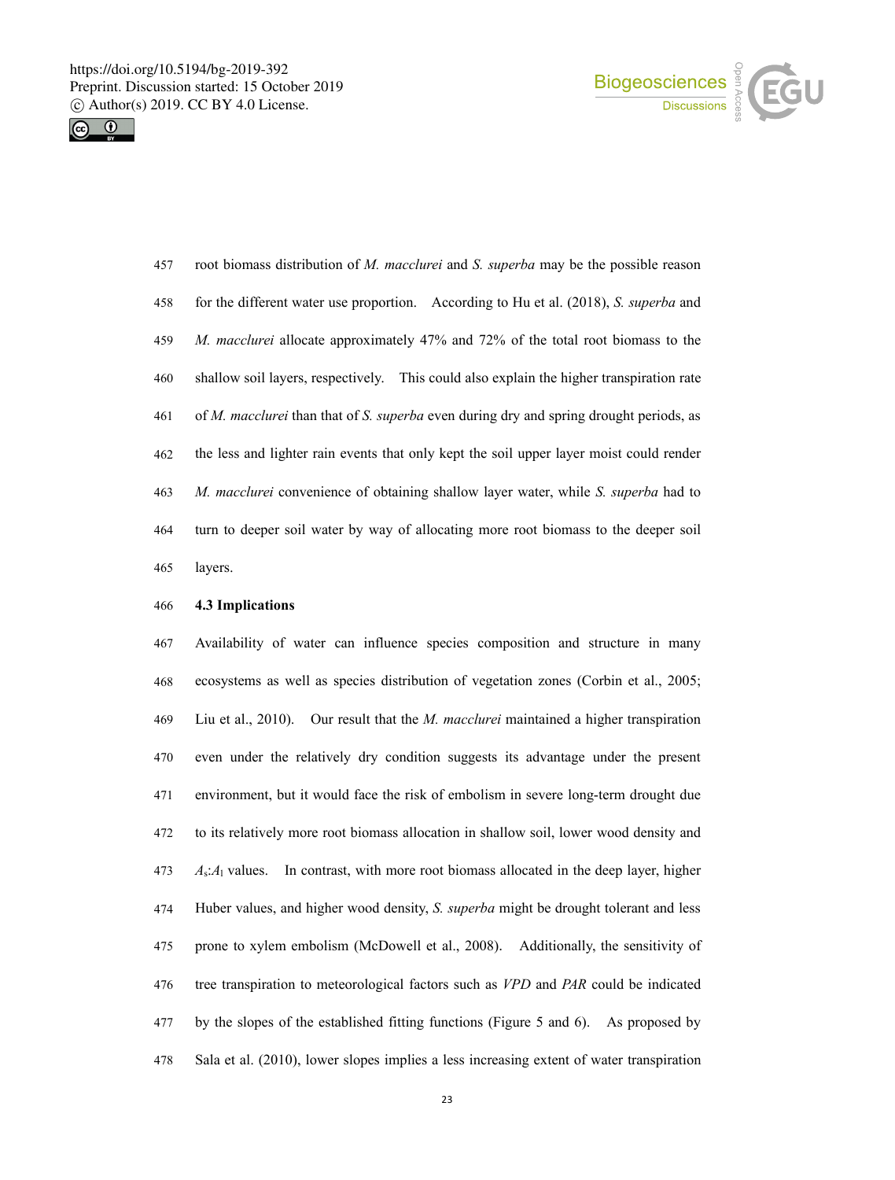root biomass distribution of *M. macclurei* and *S. superba* may be the possible reason for the different water use proportion. According to Hu et al. (2018), *S. superba* and *M. macclurei* allocate approximately 47% and 72% of the total root biomass to the shallow soil layers, respectively. This could also explain the higher transpiration rate of *M. macclurei* than that of *S. superba* even during dry and spring drought periods, as the less and lighter rain events that only kept the soil upper layer moist could render *M. macclurei* convenience of obtaining shallow layer water, while *S. superba* had to turn to deeper soil water by way of allocating more root biomass to the deeper soil layers.

### 4.3 Implications

Availability of water can influence species composition and structure in many ecosystems as well as species distribution of vegetation zones (Corbin et al., 2005; Liu et al., 2010). Our result that the *M. macclurei* maintained a higher transpiration even under the relatively dry condition suggests its advantage under the present environment, but it would face the risk of embolism in severe long-term drought due to its relatively more root biomass allocation in shallow soil, lower wood density and $A_s$:$A_l$ values. In contrast, with more root biomass allocated in the deep layer, higher Huber values, and higher wood density, *S. superba* might be drought tolerant and less prone to xylem embolism (McDowell et al., 2008). Additionally, the sensitivity of tree transpiration to meteorological factors such as *VPD* and *PAR* could be indicated by the slopes of the established fitting functions (Figure 5 and 6). As proposed by Sala et al. (2010), lower slopes implies a less increasing extent of water transpiration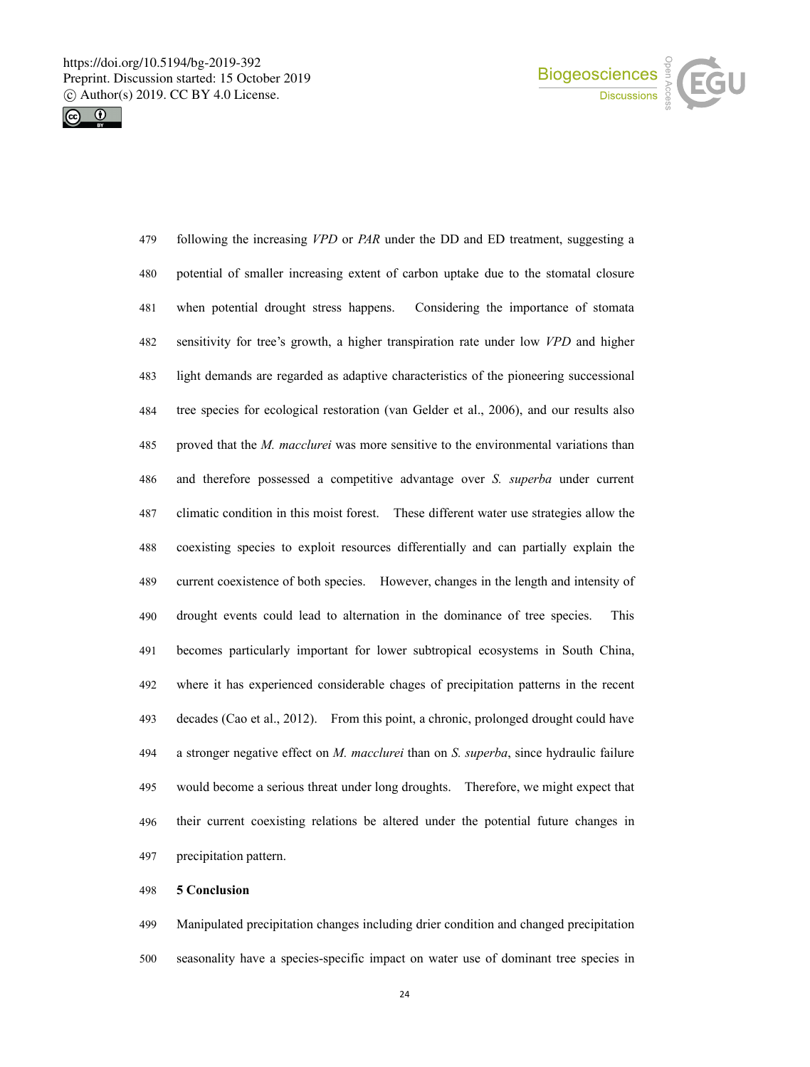following the increasing *VPD* or *PAR* under the DD and ED treatment, suggesting a potential of smaller increasing extent of carbon uptake due to the stomatal closure when potential drought stress happens. Considering the importance of stomata sensitivity for tree's growth, a higher transpiration rate under low *VPD* and higher light demands are regarded as adaptive characteristics of the pioneering successional tree species for ecological restoration (van Gelder et al., 2006), and our results also proved that the *M. macclurei* was more sensitive to the environmental variations than and therefore possessed a competitive advantage over *S. superba* under current climatic condition in this moist forest. These different water use strategies allow the coexisting species to exploit resources differentially and can partially explain the current coexistence of both species. However, changes in the length and intensity of drought events could lead to alternation in the dominance of tree species. This becomes particularly important for lower subtropical ecosystems in South China, where it has experienced considerable chages of precipitation patterns in the recent decades (Cao et al., 2012). From this point, a chronic, prolonged drought could have a stronger negative effect on *M. macclurei* than on *S. superba*, since hydraulic failure would become a serious threat under long droughts. Therefore, we might expect that their current coexisting relations be altered under the potential future changes in precipitation pattern.

## 5 Conclusion

Manipulated precipitation changes including drier condition and changed precipitation seasonality have a species-specific impact on water use of dominant tree species in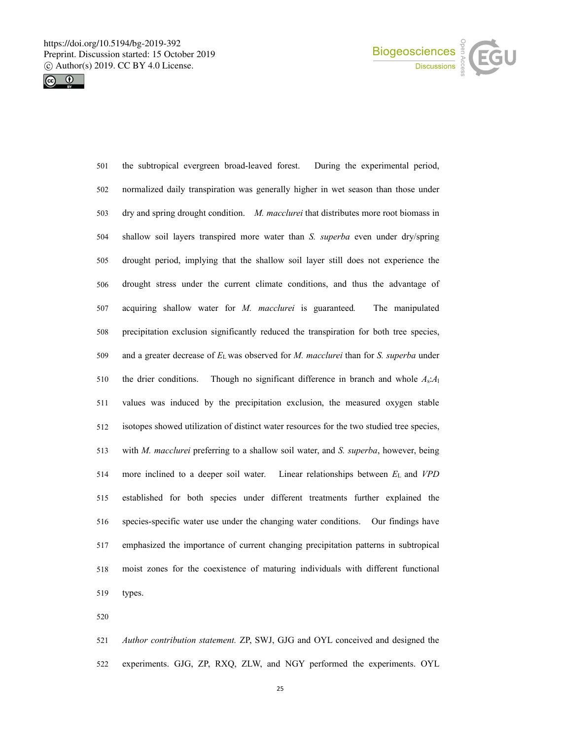the subtropical evergreen broad-leaved forest. During the experimental period, normalized daily transpiration was generally higher in wet season than those under dry and spring drought condition. *M. macclurei* that distributes more root biomass in shallow soil layers transpired more water than *S. superba* even under dry/spring drought period, implying that the shallow soil layer still does not experience the drought stress under the current climate conditions, and thus the advantage of acquiring shallow water for *M. macclurei* is guaranteed. The manipulated precipitation exclusion significantly reduced the transpiration for both tree species, and a greater decrease of $E_L$ was observed for *M. macclurei* than for *S. superba* under the drier conditions. Though no significant difference in branch and whole $A_s$:$A_l$ values was induced by the precipitation exclusion, the measured oxygen stable isotopes showed utilization of distinct water resources for the two studied tree species, with *M. macclurei* preferring to a shallow soil water, and *S. superba*, however, being more inclined to a deeper soil water. Linear relationships between $E_L$ and *VPD* established for both species under different treatments further explained the species-specific water use under the changing water conditions. Our findings have emphasized the importance of current changing precipitation patterns in subtropical moist zones for the coexistence of maturing individuals with different functional types.

*Author contribution statement.* ZP, SWJ, GJG and OYL conceived and designed the experiments. GJG, ZP, RXQ, ZLW, and NGY performed the experiments. OYL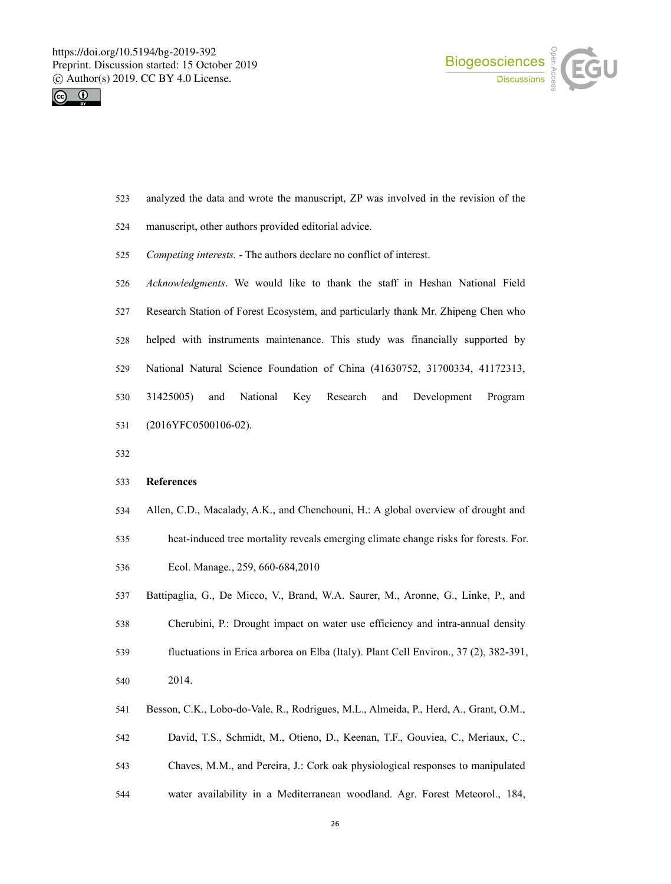analyzed the data and wrote the manuscript, ZP was involved in the revision of the manuscript, other authors provided editorial advice.

*Competing interests.* - The authors declare no conflict of interest.

*Acknowledgments*. We would like to thank the staff in Heshan National Field Research Station of Forest Ecosystem, and particularly thank Mr. Zhipeng Chen who helped with instruments maintenance. This study was financially supported by National Natural Science Foundation of China (41630752, 31700334, 41172313, 31425005) and National Key Research and Development Program (2016YFC0500106-02).

## References

Allen, C.D., Macalady, A.K., and Chenchouni, H.: A global overview of drought and heat-induced tree mortality reveals emerging climate change risks for forests. For. Ecol. Manage., 259, 660-684,2010

Battipaglia, G., De Micco, V., Brand, W.A. Saurer, M., Aronne, G., Linke, P., and Cherubini, P.: Drought impact on water use efficiency and intra-annual density fluctuations in Erica arborea on Elba (Italy). Plant Cell Environ., 37 (2), 382-391, 2014.

Besson, C.K., Lobo-do-Vale, R., Rodrigues, M.L., Almeida, P., Herd, A., Grant, O.M., David, T.S., Schmidt, M., Otieno, D., Keenan, T.F., Gouviea, C., Meriaux, C., Chaves, M.M., and Pereira, J.: Cork oak physiological responses to manipulated water availability in a Mediterranean woodland. Agr. Forest Meteorol., 184,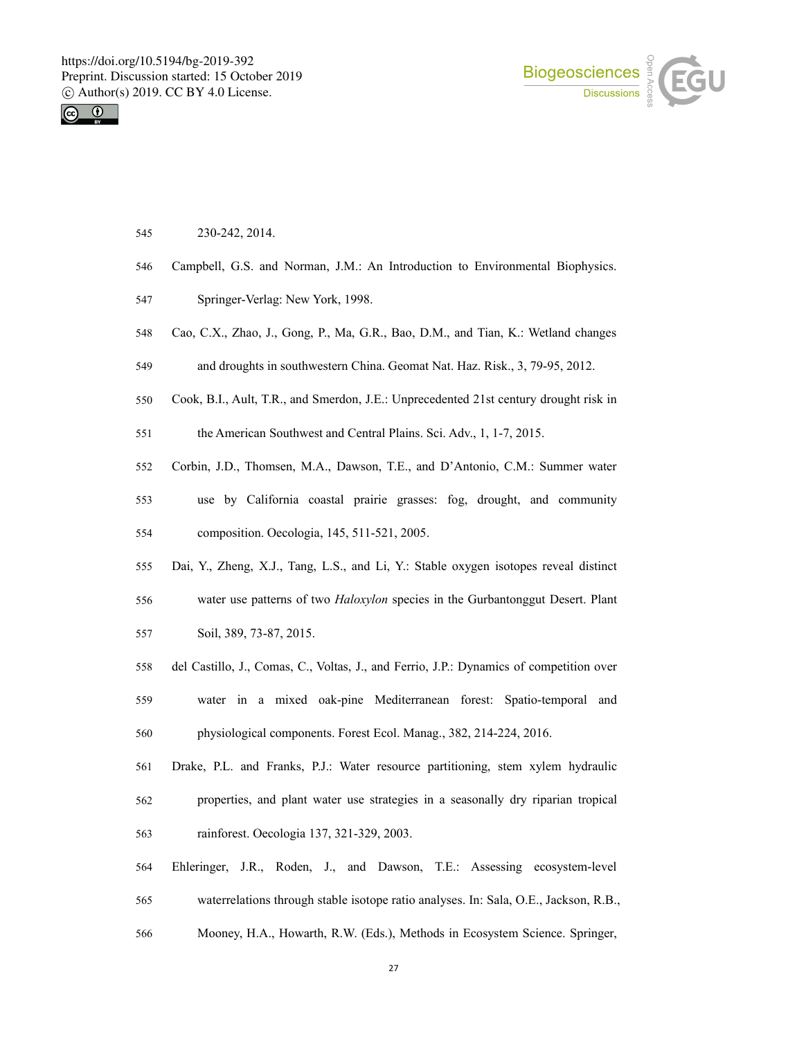230-242, 2014.

Campbell, G.S. and Norman, J.M.: An Introduction to Environmental Biophysics. Springer-Verlag: New York, 1998.

Cao, C.X., Zhao, J., Gong, P., Ma, G.R., Bao, D.M., and Tian, K.: Wetland changes and droughts in southwestern China. Geomat Nat. Haz. Risk., 3, 79-95, 2012.

Cook, B.I., Ault, T.R., and Smerdon, J.E.: Unprecedented 21st century drought risk in the American Southwest and Central Plains. Sci. Adv., 1, 1-7, 2015.

Corbin, J.D., Thomsen, M.A., Dawson, T.E., and D'Antonio, C.M.: Summer water use by California coastal prairie grasses: fog, drought, and community composition. Oecologia, 145, 511-521, 2005.

Dai, Y., Zheng, X.J., Tang, L.S., and Li, Y.: Stable oxygen isotopes reveal distinct water use patterns of two *Haloxylon* species in the Gurbantonggut Desert. Plant Soil, 389, 73-87, 2015.

del Castillo, J., Comas, C., Voltas, J., and Ferrio, J.P.: Dynamics of competition over water in a mixed oak-pine Mediterranean forest: Spatio-temporal and physiological components. Forest Ecol. Manag., 382, 214-224, 2016.

Drake, P.L. and Franks, P.J.: Water resource partitioning, stem xylem hydraulic properties, and plant water use strategies in a seasonally dry riparian tropical rainforest. Oecologia 137, 321-329, 2003.

Ehleringer, J.R., Roden, J., and Dawson, T.E.: Assessing ecosystem-level waterrelations through stable isotope ratio analyses. In: Sala, O.E., Jackson, R.B., Mooney, H.A., Howarth, R.W. (Eds.), Methods in Ecosystem Science. Springer,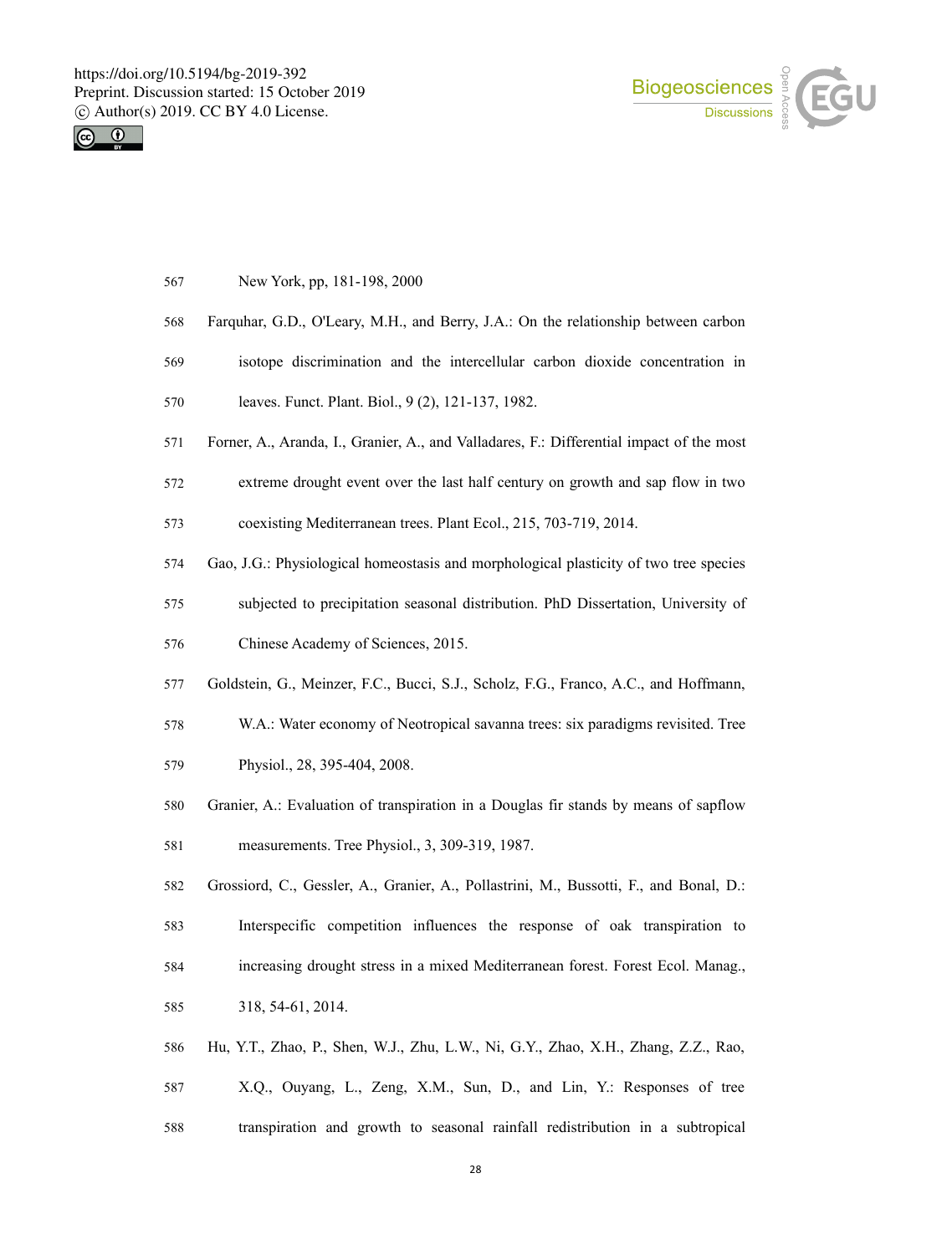New York, pp, 181-198, 2000

Farquhar, G.D., O'Leary, M.H., and Berry, J.A.: On the relationship between carbon isotope discrimination and the intercellular carbon dioxide concentration in leaves. Funct. Plant. Biol., 9 (2), 121-137, 1982.

Forner, A., Aranda, I., Granier, A., and Valladares, F.: Differential impact of the most extreme drought event over the last half century on growth and sap flow in two coexisting Mediterranean trees. Plant Ecol., 215, 703-719, 2014.

Gao, J.G.: Physiological homeostasis and morphological plasticity of two tree species subjected to precipitation seasonal distribution. PhD Dissertation, University of Chinese Academy of Sciences, 2015.

Goldstein, G., Meinzer, F.C., Bucci, S.J., Scholz, F.G., Franco, A.C., and Hoffmann, W.A.: Water economy of Neotropical savanna trees: six paradigms revisited. Tree Physiol., 28, 395-404, 2008.

Granier, A.: Evaluation of transpiration in a Douglas fir stands by means of sapflow measurements. Tree Physiol., 3, 309-319, 1987.

Grossiord, C., Gessler, A., Granier, A., Pollastrini, M., Bussotti, F., and Bonal, D.: Interspecific competition influences the response of oak transpiration to increasing drought stress in a mixed Mediterranean forest. Forest Ecol. Manag., 318, 54-61, 2014.

Hu, Y.T., Zhao, P., Shen, W.J., Zhu, L.W., Ni, G.Y., Zhao, X.H., Zhang, Z.Z., Rao, X.Q., Ouyang, L., Zeng, X.M., Sun, D., and Lin, Y.: Responses of tree transpiration and growth to seasonal rainfall redistribution in a subtropical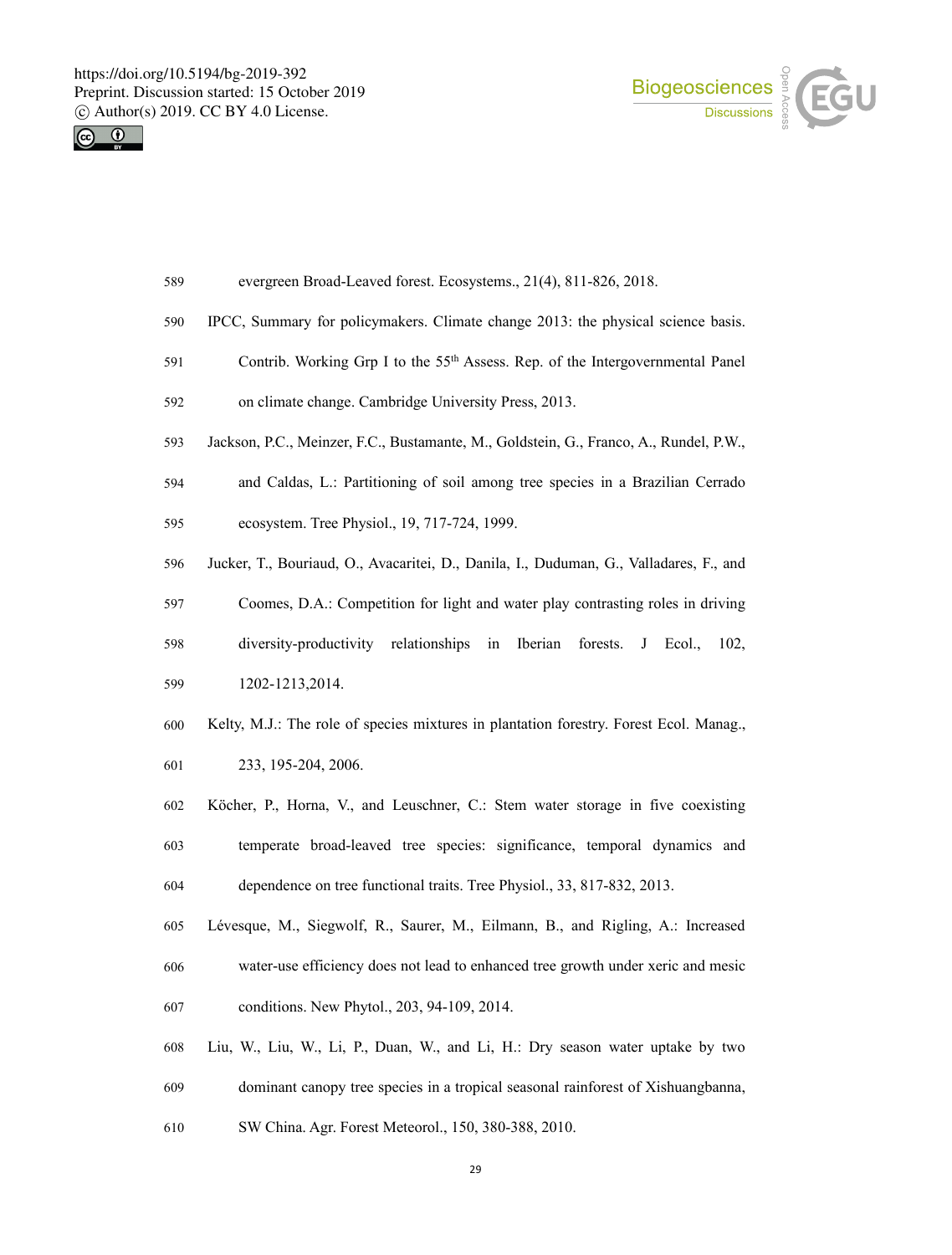evergreen Broad-Leaved forest. Ecosystems., 21(4), 811-826, 2018.

IPCC, Summary for policymakers. Climate change 2013: the physical science basis. Contrib. Working Grp I to the 55th Assess. Rep. of the Intergovernmental Panel on climate change. Cambridge University Press, 2013.

Jackson, P.C., Meinzer, F.C., Bustamante, M., Goldstein, G., Franco, A., Rundel, P.W., and Caldas, L.: Partitioning of soil among tree species in a Brazilian Cerrado ecosystem. Tree Physiol., 19, 717-724, 1999.

Jucker, T., Bouriaud, O., Avacaritei, D., Danila, I., Duduman, G., Valladares, F., and Coomes, D.A.: Competition for light and water play contrasting roles in driving diversity-productivity relationships in Iberian forests. J Ecol., 102, 1202-1213,2014.

Kelty, M.J.: The role of species mixtures in plantation forestry. Forest Ecol. Manag., 233, 195-204, 2006.

Köcher, P., Horna, V., and Leuschner, C.: Stem water storage in five coexisting temperate broad-leaved tree species: significance, temporal dynamics and dependence on tree functional traits. Tree Physiol., 33, 817-832, 2013.

Lévesque, M., Siegwolf, R., Saurer, M., Eilmann, B., and Rigling, A.: Increased water-use efficiency does not lead to enhanced tree growth under xeric and mesic conditions. New Phytol., 203, 94-109, 2014.

Liu, W., Liu, W., Li, P., Duan, W., and Li, H.: Dry season water uptake by two dominant canopy tree species in a tropical seasonal rainforest of Xishuangbanna, SW China. Agr. Forest Meteorol., 150, 380-388, 2010.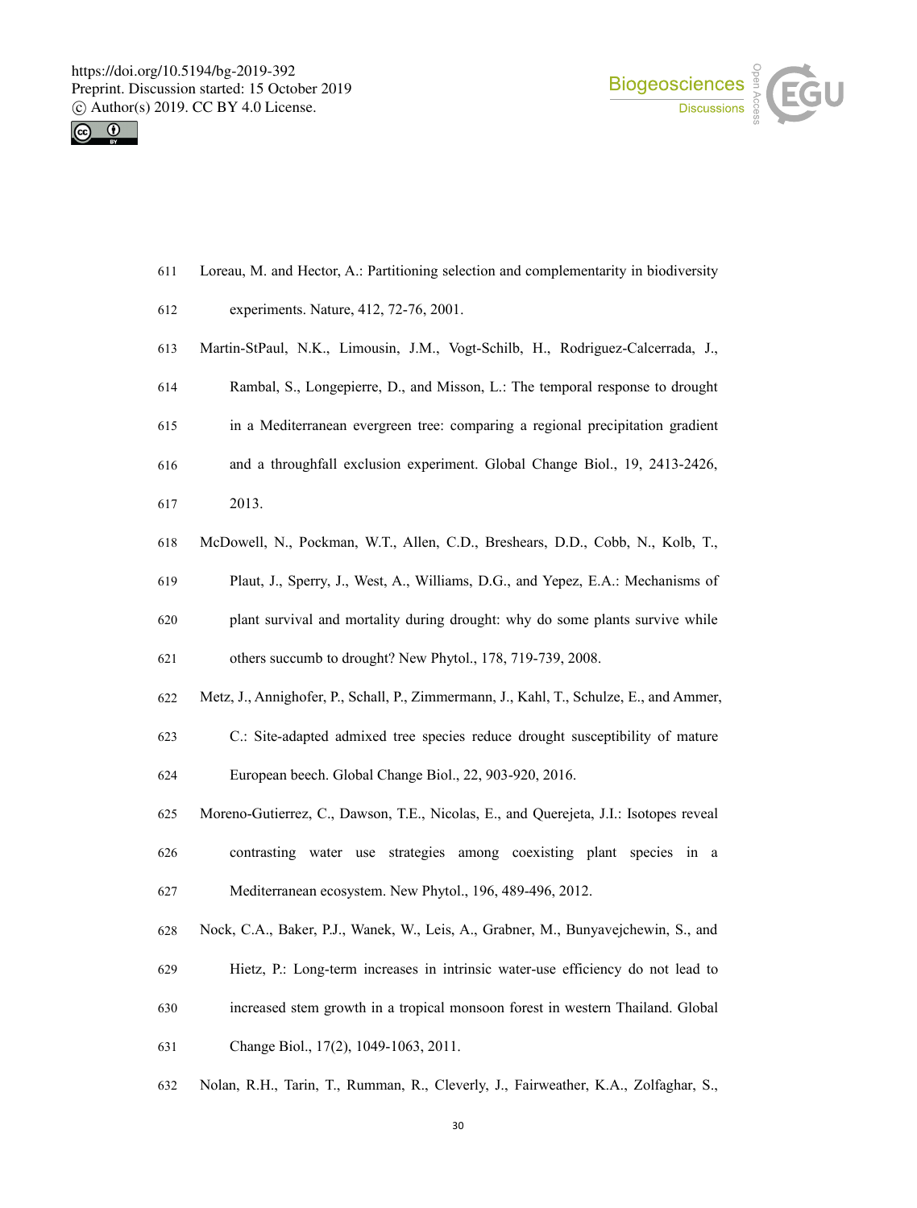Loreau, M. and Hector, A.: Partitioning selection and complementarity in biodiversity experiments. Nature, 412, 72-76, 2001.

Martin-StPaul, N.K., Limousin, J.M., Vogt-Schilb, H., Rodriguez-Calcerrada, J., Rambal, S., Longepierre, D., and Misson, L.: The temporal response to drought in a Mediterranean evergreen tree: comparing a regional precipitation gradient and a throughfall exclusion experiment. Global Change Biol., 19, 2413-2426, 2013.

McDowell, N., Pockman, W.T., Allen, C.D., Breshears, D.D., Cobb, N., Kolb, T., Plaut, J., Sperry, J., West, A., Williams, D.G., and Yepez, E.A.: Mechanisms of plant survival and mortality during drought: why do some plants survive while others succumb to drought? New Phytol., 178, 719-739, 2008.

Metz, J., Annighofer, P., Schall, P., Zimmermann, J., Kahl, T., Schulze, E., and Ammer, C.: Site-adapted admixed tree species reduce drought susceptibility of mature European beech. Global Change Biol., 22, 903-920, 2016.

Moreno-Gutierrez, C., Dawson, T.E., Nicolas, E., and Querejeta, J.I.: Isotopes reveal contrasting water use strategies among coexisting plant species in a Mediterranean ecosystem. New Phytol., 196, 489-496, 2012.

Nock, C.A., Baker, P.J., Wanek, W., Leis, A., Grabner, M., Bunyavejchewin, S., and Hietz, P.: Long-term increases in intrinsic water-use efficiency do not lead to increased stem growth in a tropical monsoon forest in western Thailand. Global Change Biol., 17(2), 1049-1063, 2011.

Nolan, R.H., Tarin, T., Rumman, R., Cleverly, J., Fairweather, K.A., Zolfaghar, S.,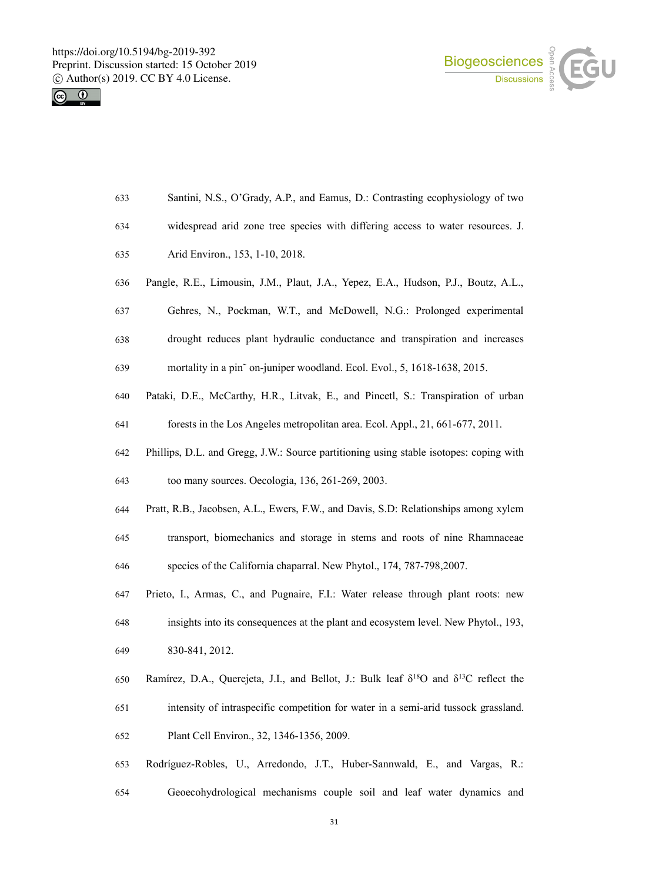Santini, N.S., O'Grady, A.P., and Eamus, D.: Contrasting ecophysiology of two widespread arid zone tree species with differing access to water resources. J. Arid Environ., 153, 1-10, 2018.

Pangle, R.E., Limousin, J.M., Plaut, J.A., Yepez, E.A., Hudson, P.J., Boutz, A.L., Gehres, N., Pockman, W.T., and McDowell, N.G.: Prolonged experimental drought reduces plant hydraulic conductance and transpiration and increases mortality in a pin˜ on-juniper woodland. Ecol. Evol., 5, 1618-1638, 2015.

Pataki, D.E., McCarthy, H.R., Litvak, E., and Pincetl, S.: Transpiration of urban forests in the Los Angeles metropolitan area. Ecol. Appl., 21, 661-677, 2011.

Phillips, D.L. and Gregg, J.W.: Source partitioning using stable isotopes: coping with too many sources. Oecologia, 136, 261-269, 2003.

Pratt, R.B., Jacobsen, A.L., Ewers, F.W., and Davis, S.D: Relationships among xylem transport, biomechanics and storage in stems and roots of nine Rhamnaceae species of the California chaparral. New Phytol., 174, 787-798,2007.

Prieto, I., Armas, C., and Pugnaire, F.I.: Water release through plant roots: new insights into its consequences at the plant and ecosystem level. New Phytol., 193, 830-841, 2012.

Ramírez, D.A., Querejeta, J.I., and Bellot, J.: Bulk leaf $\delta^{18}O$ and $\delta^{13}C$ reflect the intensity of intraspecific competition for water in a semi-arid tussock grassland. Plant Cell Environ., 32, 1346-1356, 2009.

Rodríguez-Robles, U., Arredondo, J.T., Huber-Sannwald, E., and Vargas, R.: Geoecohydrological mechanisms couple soil and leaf water dynamics and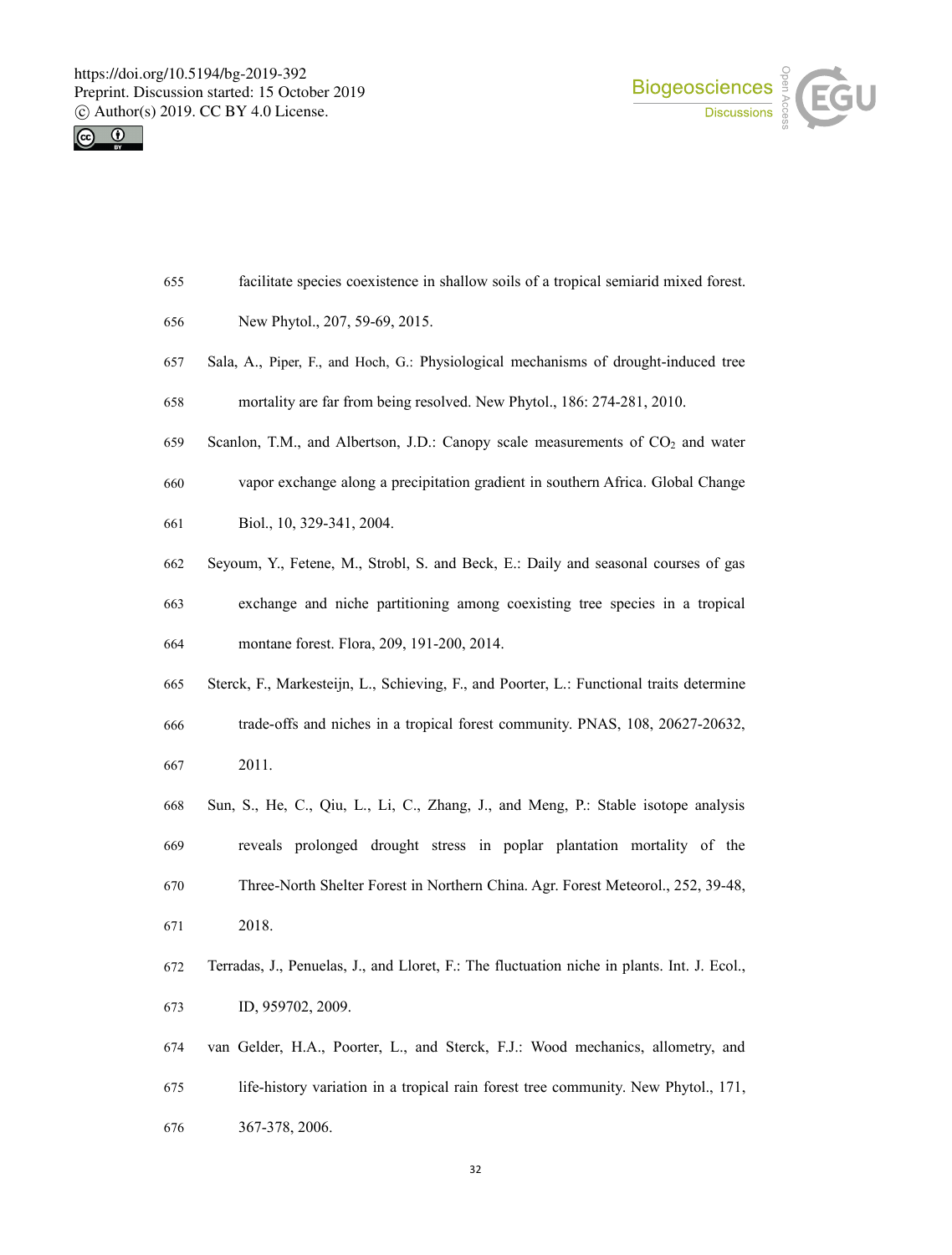655 facilitate species coexistence in shallow soils of a tropical semiarid mixed forest.

656 New Phytol., 207, 59-69, 2015.

657 Sala, A., Piper, F., and Hoch, G.: Physiological mechanisms of drought-induced tree

658 mortality are far from being resolved. New Phytol., 186: 274-281, 2010.

659 Scanlon, T.M., and Albertson, J.D.: Canopy scale measurements of $CO_2$ and water

660 vapor exchange along a precipitation gradient in southern Africa. Global Change

661 Biol., 10, 329-341, 2004.

662 Seyoum, Y., Fetene, M., Strobl, S. and Beck, E.: Daily and seasonal courses of gas

663 exchange and niche partitioning among coexisting tree species in a tropical

664 montane forest. Flora, 209, 191-200, 2014.

665 Sterck, F., Markesteijn, L., Schieving, F., and Poorter, L.: Functional traits determine

666 trade-offs and niches in a tropical forest community. PNAS, 108, 20627-20632,

667 2011.

668 Sun, S., He, C., Qiu, L., Li, C., Zhang, J., and Meng, P.: Stable isotope analysis

669 reveals prolonged drought stress in poplar plantation mortality of the

670 Three-North Shelter Forest in Northern China. Agr. Forest Meteorol., 252, 39-48,

671 2018.

672 Terradas, J., Penuelas, J., and Lloret, F.: The fluctuation niche in plants. Int. J. Ecol.,

673 ID, 959702, 2009.

674 van Gelder, H.A., Poorter, L., and Sterck, F.J.: Wood mechanics, allometry, and

675 life-history variation in a tropical rain forest tree community. New Phytol., 171,

676 367-378, 2006.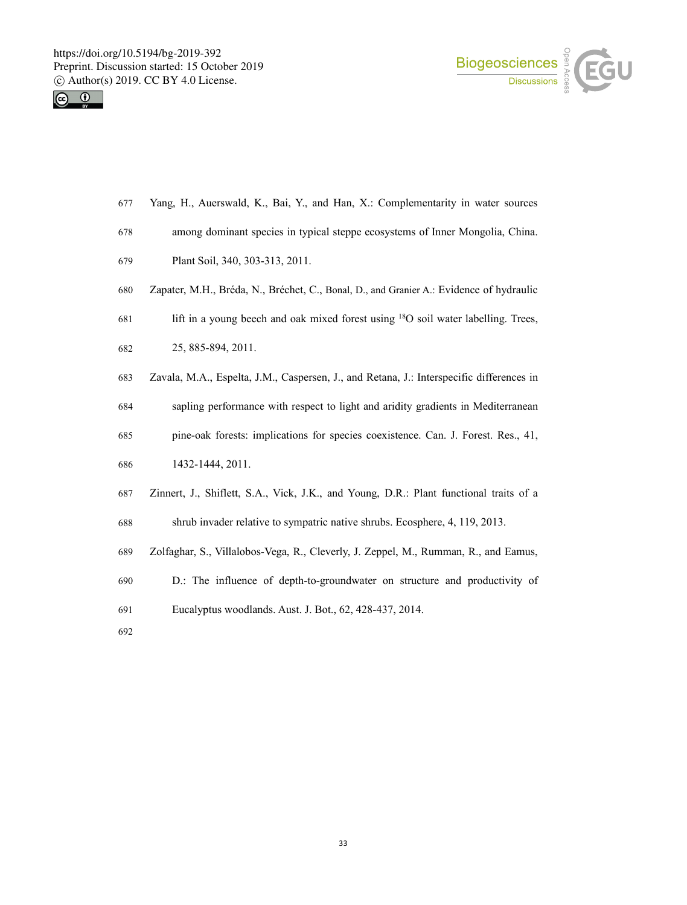Yang, H., Auerswald, K., Bai, Y., and Han, X.: Complementarity in water sources among dominant species in typical steppe ecosystems of Inner Mongolia, China. Plant Soil, 340, 303-313, 2011.

Zapater, M.H., Bréda, N., Bréchet, C., Bonal, D., and Granier A.: Evidence of hydraulic lift in a young beech and oak mixed forest using $^{18}O$ soil water labelling. Trees, 25, 885-894, 2011.

Zavala, M.A., Espelta, J.M., Caspersen, J., and Retana, J.: Interspecific differences in sapling performance with respect to light and aridity gradients in Mediterranean pine-oak forests: implications for species coexistence. Can. J. Forest. Res., 41, 1432-1444, 2011.

Zinnert, J., Shiflett, S.A., Vick, J.K., and Young, D.R.: Plant functional traits of a shrub invader relative to sympatric native shrubs. Ecosphere, 4, 119, 2013.

Zolfaghar, S., Villalobos-Vega, R., Cleverly, J. Zeppel, M., Rumman, R., and Eamus, D.: The influence of depth-to-groundwater on structure and productivity of Eucalyptus woodlands. Aust. J. Bot., 62, 428-437, 2014.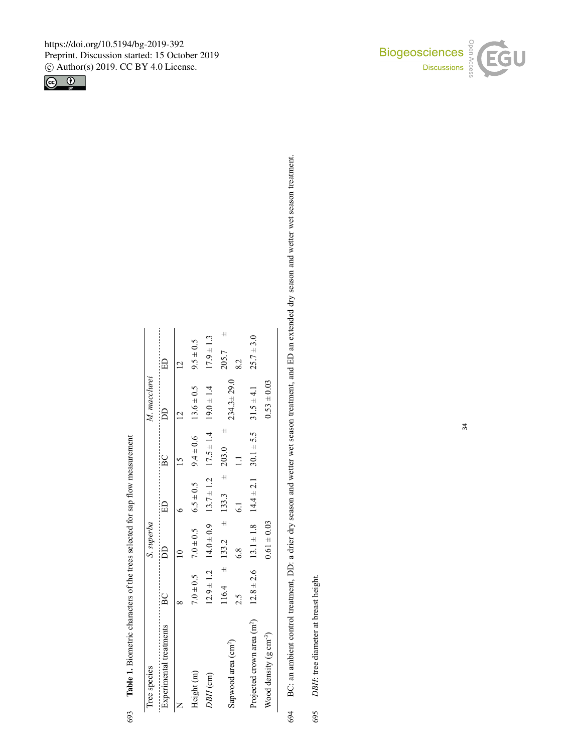**Table 1.** Biometric characters of the trees selected for sap flow measurement

| Tree species | *S. superba* | | | *M. macclurei* | | |
|---|---|---|---|---|---|---|
| Experimental treatments | BC | DD | ED | BC | DD | ED |
| N | 8 | 10 | 6 | 15 | 12 | 12 |
| Height (m) | 7.0 ± 0.5 | 7.0 ± 0.5 | 6.5 ± 0.5 | 9.4 ± 0.6 | 13.6 ± 0.5 | 9.5 ± 0.5 |
| *DBH* (cm) | 12.9 ± 1.2 | 14.0 ± 0.9 | 13.7 ± 1.2 | 17.5 ± 1.4 | 19.0 ± 1.4 | 17.9 ± 1.3 |
| Sapwood area ($cm^2$) | 116.4 ± 2.5 | 133.2 ± 6.8 | 133.3 ± 6.1 | 203.0 ± 1.1 | 234.3± 29.0 | 205.7 ± 8.2 |
| Projected crown area ($m^2$) | 12.8 ± 2.6 | 13.1 ± 1.8 | 14.4 ± 2.1 | 30.1 ± 5.5 | 31.5 ± 4.1 | 25.7 ± 3.0 |
| Wood density ($g\ cm^{-3}$) | | 0.61 ± 0.03 | | | 0.53 ± 0.03 | |

BC: an ambient control treatment, DD: a drier dry season and wetter wet season treatment, and ED an extended dry season and wetter wet season treatment.

*DBH*: tree diameter at breast height.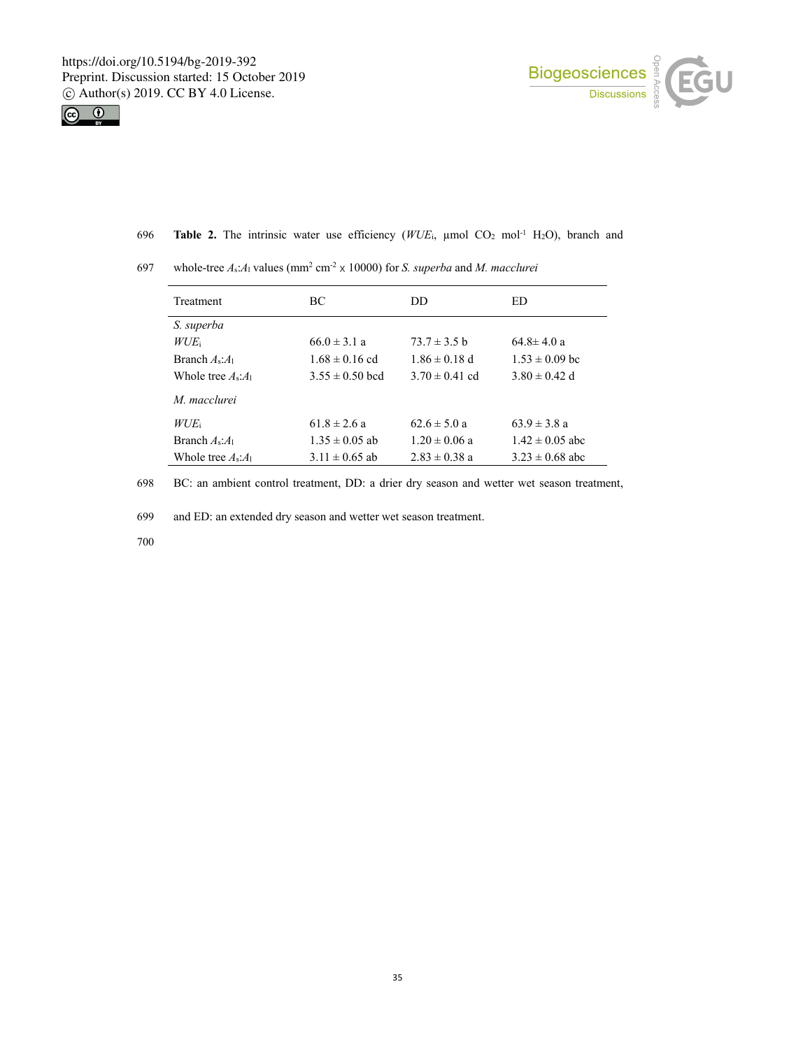**Table 2.** The intrinsic water use efficiency ($WUE_i$, μmol $CO_2$ $mol^{-1}$ $H_2O$), branch and whole-tree $A_s$:$A_l$ values ($mm^2$ $cm^{-2}$ x 10000) for *S. superba* and *M. macclurei*

| Treatment | BC | DD | ED |
|---|---|---|---|
| *S. superba* | | | |
| $WUE_i$ | 66.0 ± 3.1 a | 73.7 ± 3.5 b | 64.8± 4.0 a |
| Branch $A_s$:$A_l$ | 1.68 ± 0.16 cd | 1.86 ± 0.18 d | 1.53 ± 0.09 bc |
| Whole tree $A_s$:$A_l$ | 3.55 ± 0.50 bcd | 3.70 ± 0.41 cd | 3.80 ± 0.42 d |
| *M. macclurei* | | | |
| $WUE_i$ | 61.8 ± 2.6 a | 62.6 ± 5.0 a | 63.9 ± 3.8 a |
| Branch $A_s$:$A_l$ | 1.35 ± 0.05 ab | 1.20 ± 0.06 a | 1.42 ± 0.05 abc |
| Whole tree $A_s$:$A_l$ | 3.11 ± 0.65 ab | 2.83 ± 0.38 a | 3.23 ± 0.68 abc |

BC: an ambient control treatment, DD: a drier dry season and wetter wet season treatment, and ED: an extended dry season and wetter wet season treatment.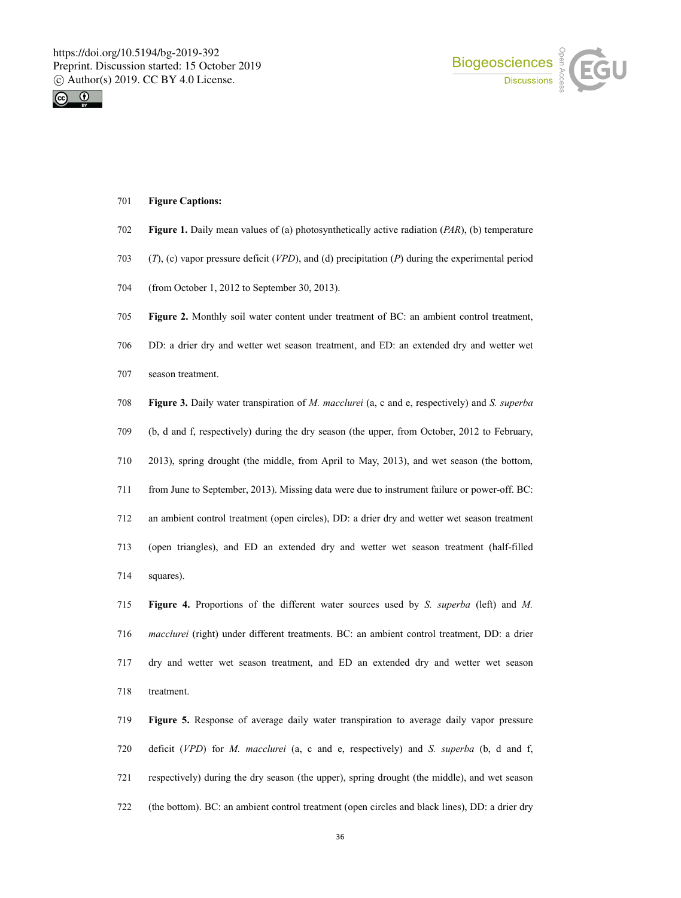**Figure Captions:**

**Figure 1.** Daily mean values of (a) photosynthetically active radiation (*PAR*), (b) temperature (*T*), (c) vapor pressure deficit (*VPD*), and (d) precipitation (*P*) during the experimental period (from October 1, 2012 to September 30, 2013).

**Figure 2.** Monthly soil water content under treatment of BC: an ambient control treatment, DD: a drier dry and wetter wet season treatment, and ED: an extended dry and wetter wet season treatment.

**Figure 3.** Daily water transpiration of *M. macclurei* (a, c and e, respectively) and *S. superba* (b, d and f, respectively) during the dry season (the upper, from October, 2012 to February, 2013), spring drought (the middle, from April to May, 2013), and wet season (the bottom, from June to September, 2013). Missing data were due to instrument failure or power-off. BC: an ambient control treatment (open circles), DD: a drier dry and wetter wet season treatment (open triangles), and ED an extended dry and wetter wet season treatment (half-filled squares).

**Figure 4.** Proportions of the different water sources used by *S. superba* (left) and *M. macclurei* (right) under different treatments. BC: an ambient control treatment, DD: a drier dry and wetter wet season treatment, and ED an extended dry and wetter wet season treatment.

**Figure 5.** Response of average daily water transpiration to average daily vapor pressure deficit (*VPD*) for *M. macclurei* (a, c and e, respectively) and *S. superba* (b, d and f, respectively) during the dry season (the upper), spring drought (the middle), and wet season (the bottom). BC: an ambient control treatment (open circles and black lines), DD: a drier dry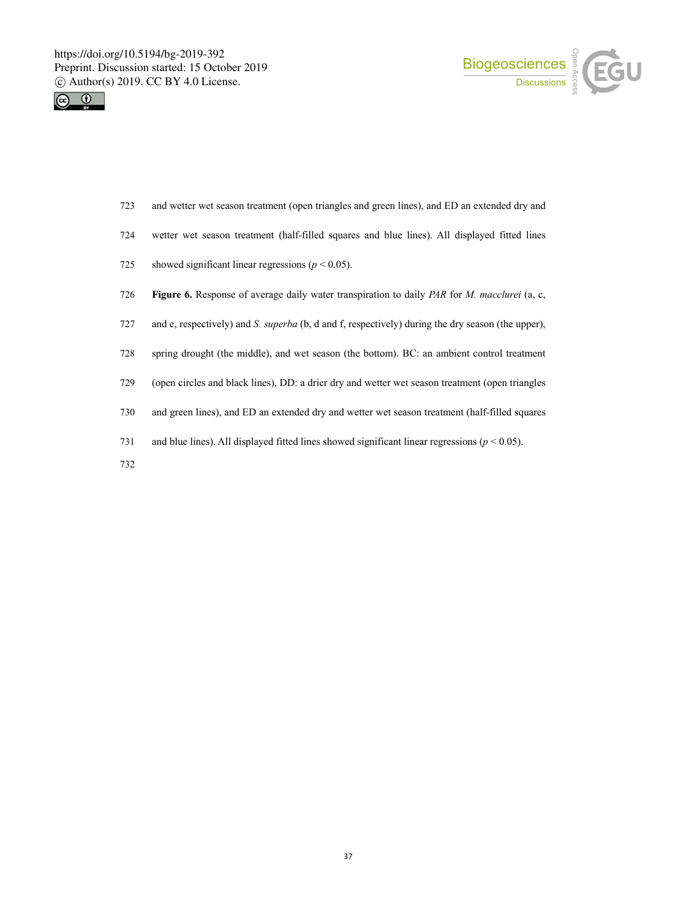and wetter wet season treatment (open triangles and green lines), and ED an extended dry and wetter wet season treatment (half-filled squares and blue lines). All displayed fitted lines showed significant linear regressions ($p < 0.05$).

**Figure 6.** Response of average daily water transpiration to daily *PAR* for *M. macclurei* (a, c, and e, respectively) and *S. superba* (b, d and f, respectively) during the dry season (the upper), spring drought (the middle), and wet season (the bottom). BC: an ambient control treatment (open circles and black lines), DD: a drier dry and wetter wet season treatment (open triangles and green lines), and ED an extended dry and wetter wet season treatment (half-filled squares and blue lines). All displayed fitted lines showed significant linear regressions ($p < 0.05$).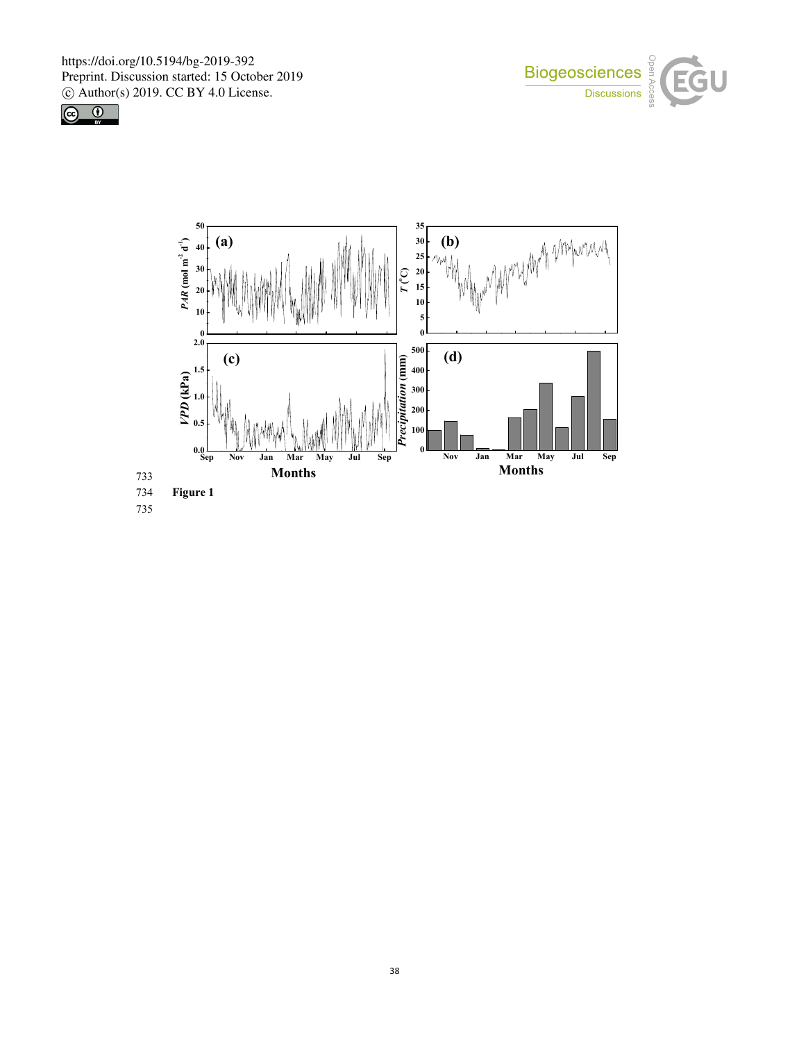Figure 1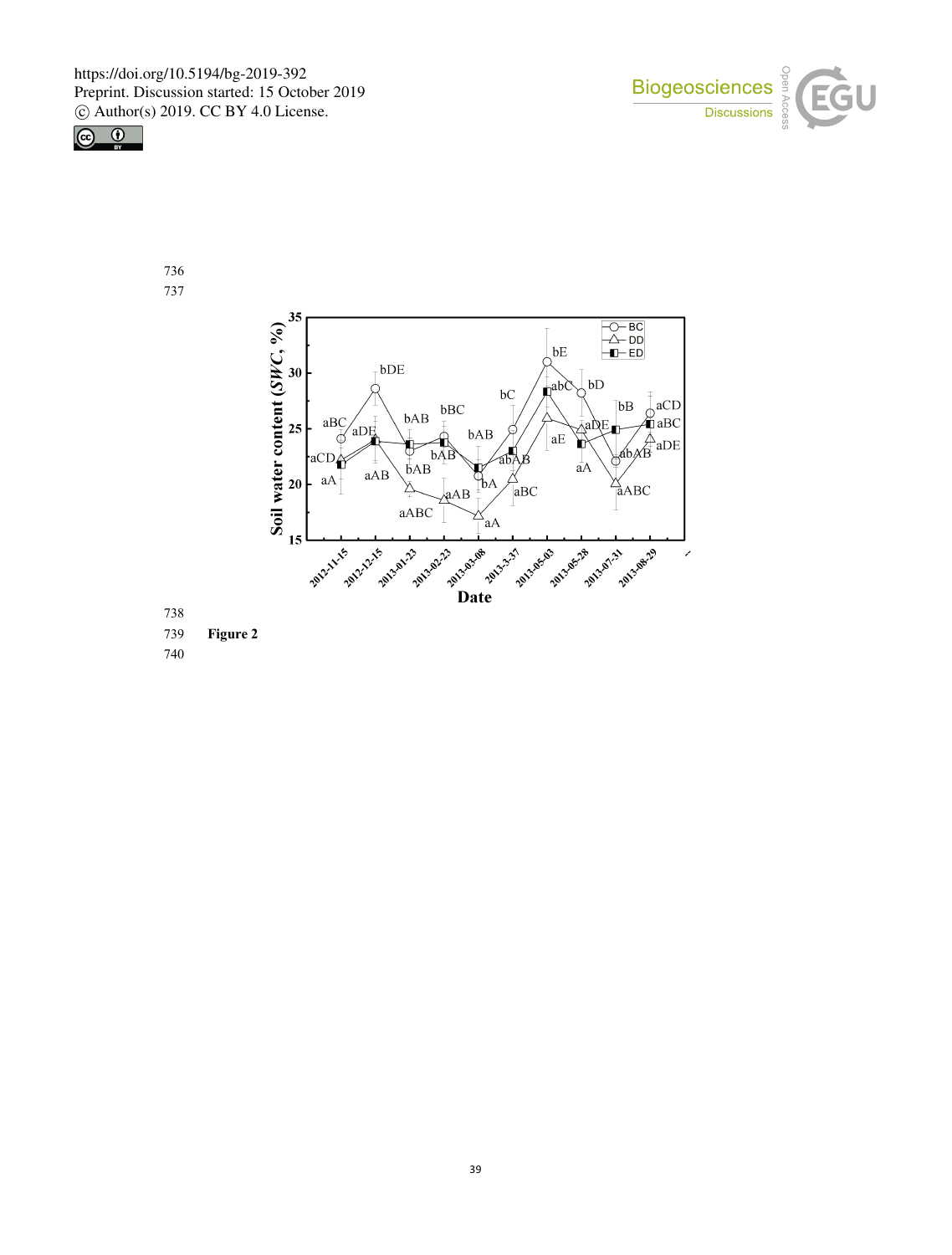Figure 2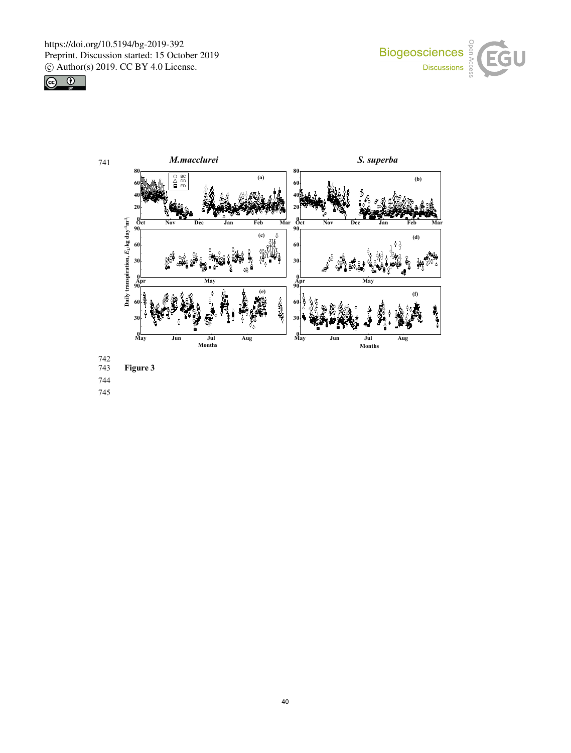Figure 3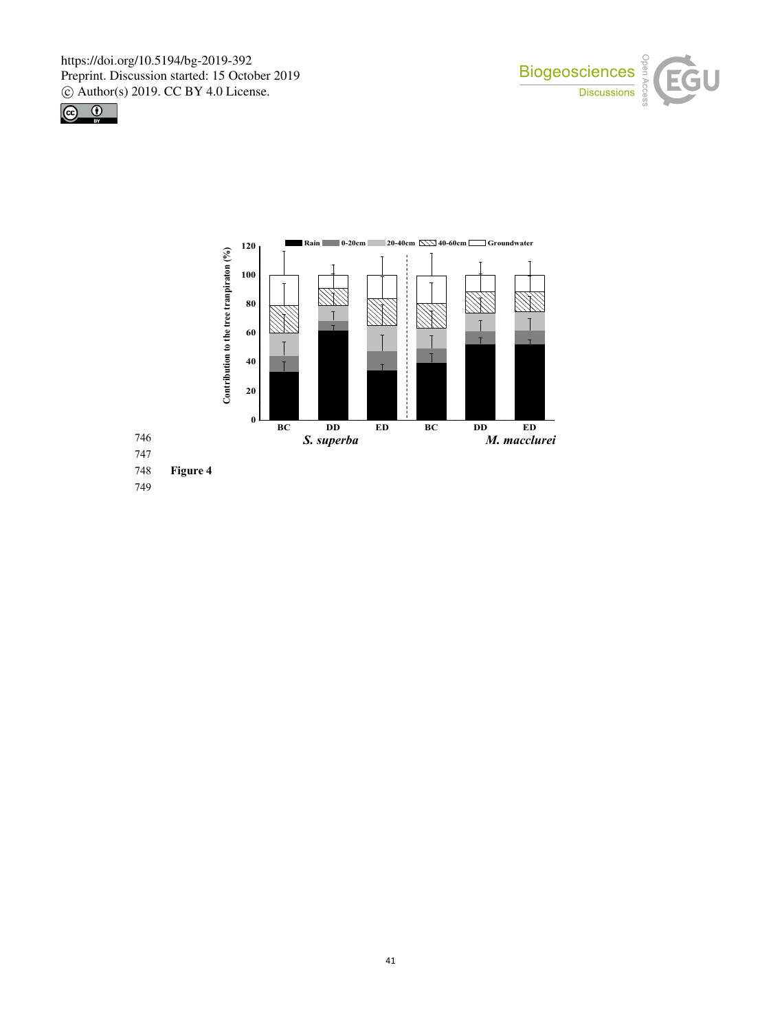Figure 4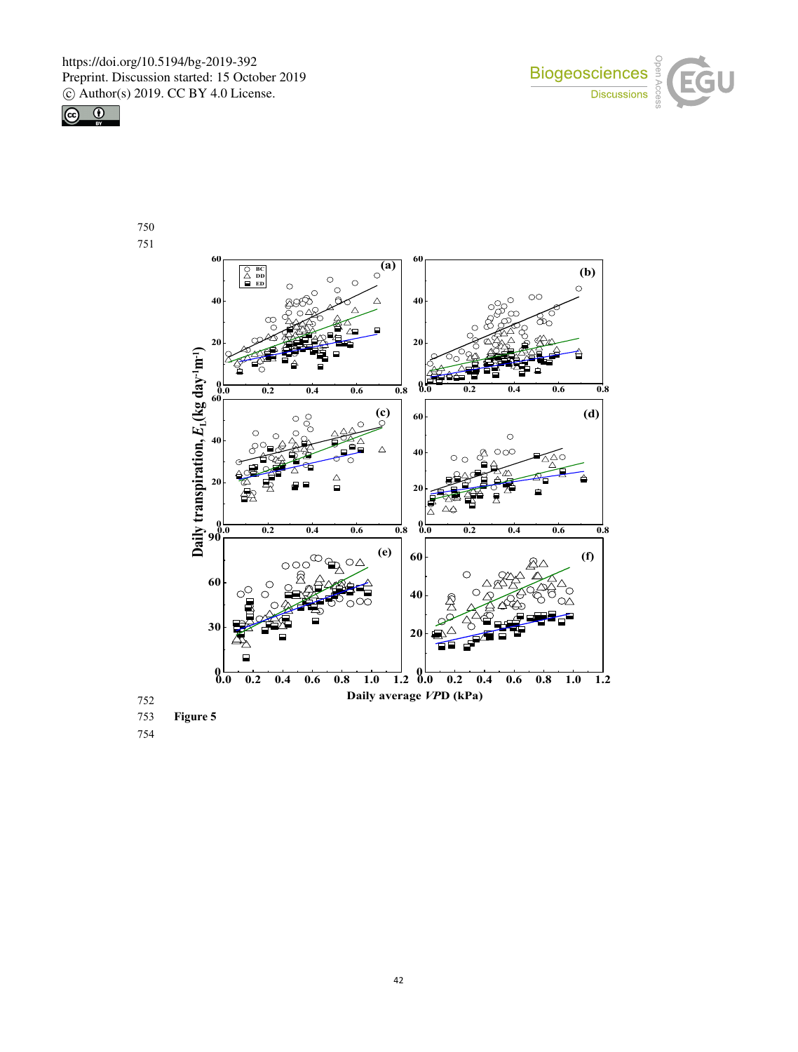**Figure 5**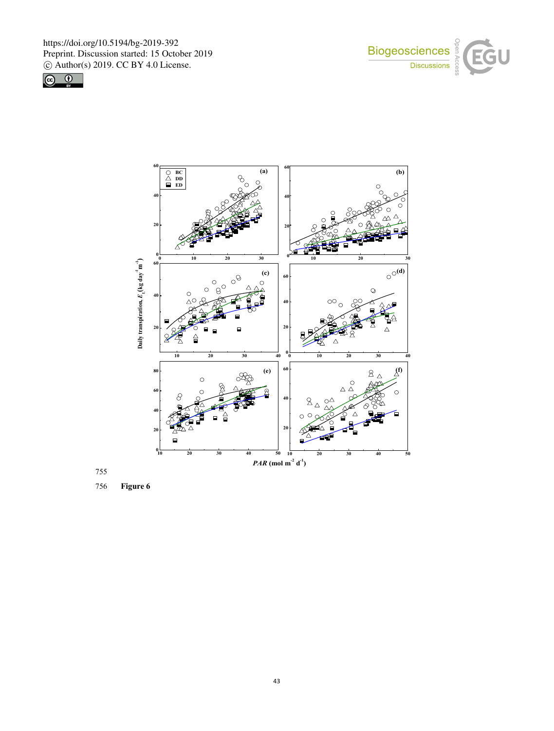(a)

BC

DD

ED

(b)

(c)

(d)

(e)

(f)

Daily transpiration, $E_L$ (kg day$^{-1}$ m$^{-1}$)

*PAR* (mol m$^{-2}$ d$^{-1}$)

755

756 **Figure 6**